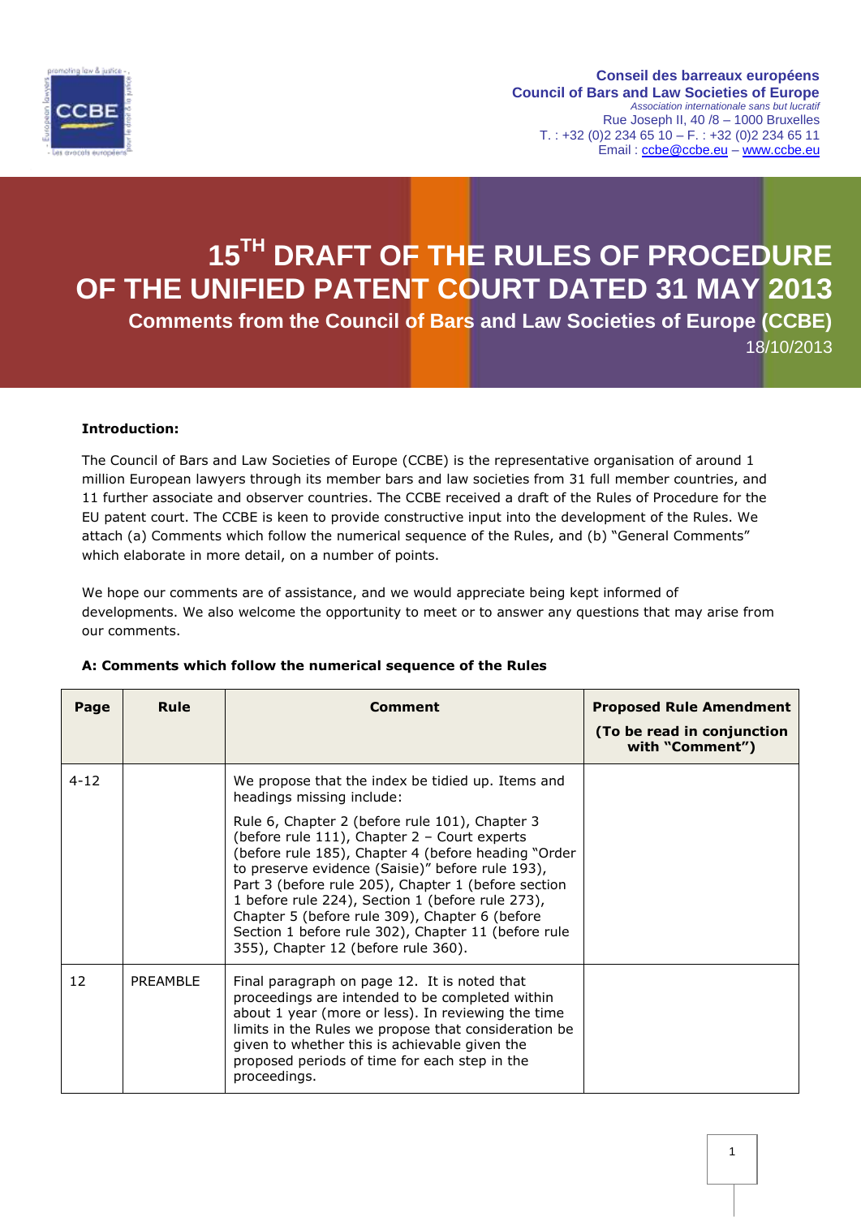Conseil des barreaux européens
Council of Bars and Law Societies of Europe
*Association internationale sans but lucratif*
Rue Joseph II, 40 /8 – 1000 Bruxelles
T. : +32 (0)2 234 65 10 – F. : +32 (0)2 234 65 11
Email : ccbe@ccbe.eu – www.ccbe.eu

# 15TH DRAFT OF THE RULES OF PROCEDURE OF THE UNIFIED PATENT COURT DATED 31 MAY 2013

## Comments from the Council of Bars and Law Societies of Europe (CCBE)

18/10/2013

**Introduction:**

The Council of Bars and Law Societies of Europe (CCBE) is the representative organisation of around 1 million European lawyers through its member bars and law societies from 31 full member countries, and 11 further associate and observer countries. The CCBE received a draft of the Rules of Procedure for the EU patent court. The CCBE is keen to provide constructive input into the development of the Rules. We attach (a) Comments which follow the numerical sequence of the Rules, and (b) "General Comments" which elaborate in more detail, on a number of points.

We hope our comments are of assistance, and we would appreciate being kept informed of developments. We also welcome the opportunity to meet or to answer any questions that may arise from our comments.

**A: Comments which follow the numerical sequence of the Rules**

| Page | Rule | Comment | Proposed Rule Amendment (To be read in conjunction with "Comment") |
|---|---|---|---|
| 4-12 | | We propose that the index be tidied up. Items and headings missing include:<br><br>Rule 6, Chapter 2 (before rule 101), Chapter 3 (before rule 111), Chapter 2 – Court experts (before rule 185), Chapter 4 (before heading "Order to preserve evidence (Saisie)" before rule 193), Part 3 (before rule 205), Chapter 1 (before section 1 before rule 224), Section 1 (before rule 273), Chapter 5 (before rule 309), Chapter 6 (before Section 1 before rule 302), Chapter 11 (before rule 355), Chapter 12 (before rule 360). | |
| 12 | PREAMBLE | Final paragraph on page 12. It is noted that proceedings are intended to be completed within about 1 year (more or less). In reviewing the time limits in the Rules we propose that consideration be given to whether this is achievable given the proposed periods of time for each step in the proceedings. | |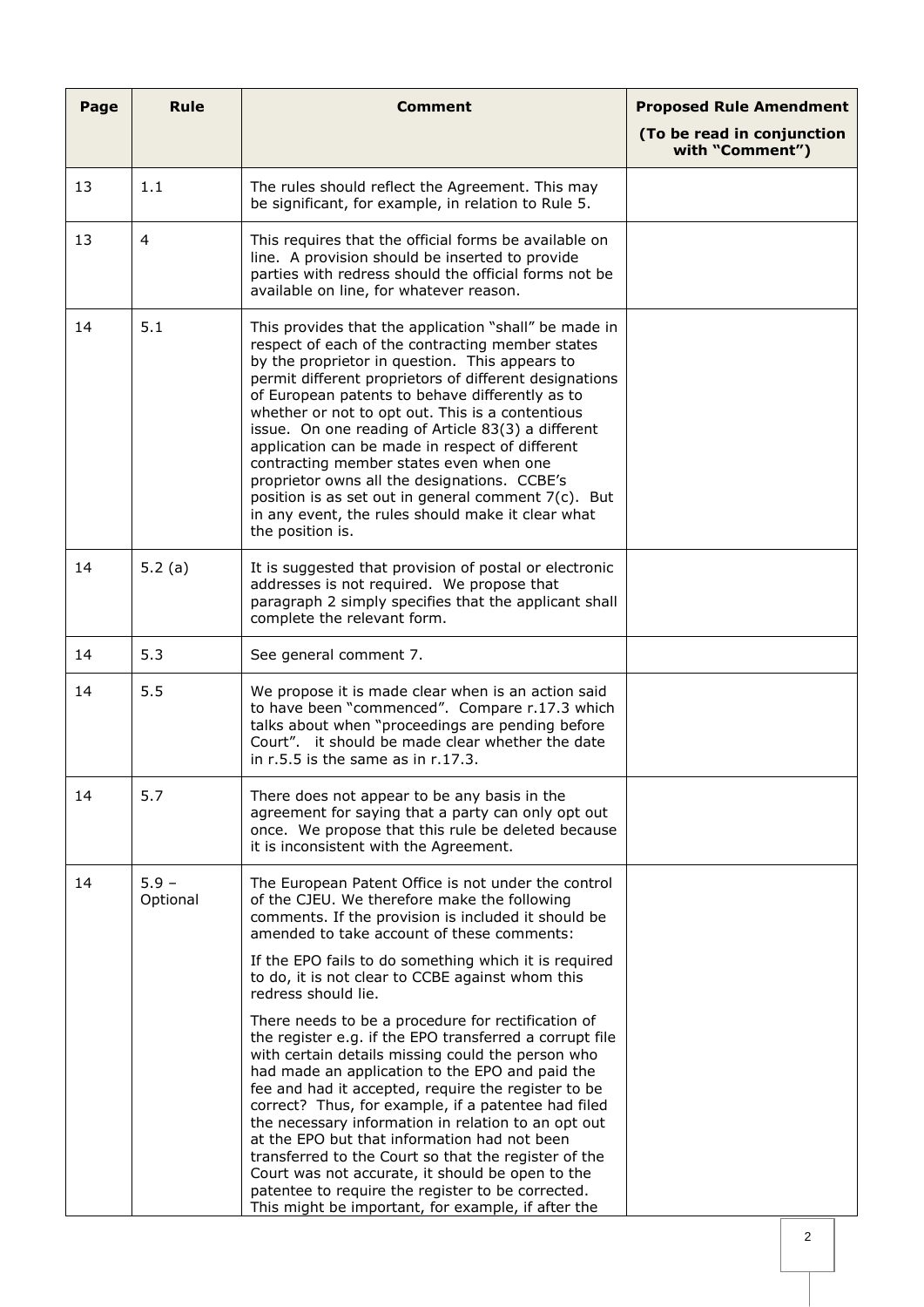| Page | Rule | Comment | Proposed Rule Amendment (To be read in conjunction with "Comment") |
|---|---|---|---|
| 13 | 1.1 | The rules should reflect the Agreement. This may be significant, for example, in relation to Rule 5. | |
| 13 | 4 | This requires that the official forms be available on line. A provision should be inserted to provide parties with redress should the official forms not be available on line, for whatever reason. | |
| 14 | 5.1 | This provides that the application "shall" be made in respect of each of the contracting member states by the proprietor in question. This appears to permit different proprietors of different designations of European patents to behave differently as to whether or not to opt out. This is a contentious issue. On one reading of Article 83(3) a different application can be made in respect of different contracting member states even when one proprietor owns all the designations. CCBE's position is as set out in general comment 7(c). But in any event, the rules should make it clear what the position is. | |
| 14 | 5.2 (a) | It is suggested that provision of postal or electronic addresses is not required. We propose that paragraph 2 simply specifies that the applicant shall complete the relevant form. | |
| 14 | 5.3 | See general comment 7. | |
| 14 | 5.5 | We propose it is made clear when is an action said to have been "commenced". Compare r.17.3 which talks about when "proceedings are pending before Court". it should be made clear whether the date in r.5.5 is the same as in r.17.3. | |
| 14 | 5.7 | There does not appear to be any basis in the agreement for saying that a party can only opt out once. We propose that this rule be deleted because it is inconsistent with the Agreement. | |
| 14 | 5.9 – Optional | The European Patent Office is not under the control of the CJEU. We therefore make the following comments. If the provision is included it should be amended to take account of these comments:<br><br>If the EPO fails to do something which it is required to do, it is not clear to CCBE against whom this redress should lie.<br><br>There needs to be a procedure for rectification of the register e.g. if the EPO transferred a corrupt file with certain details missing could the person who had made an application to the EPO and paid the fee and had it accepted, require the register to be correct? Thus, for example, if a patentee had filed the necessary information in relation to an opt out at the EPO but that information had not been transferred to the Court so that the register of the Court was not accurate, it should be open to the patentee to require the register to be corrected. This might be important, for example, if after the | |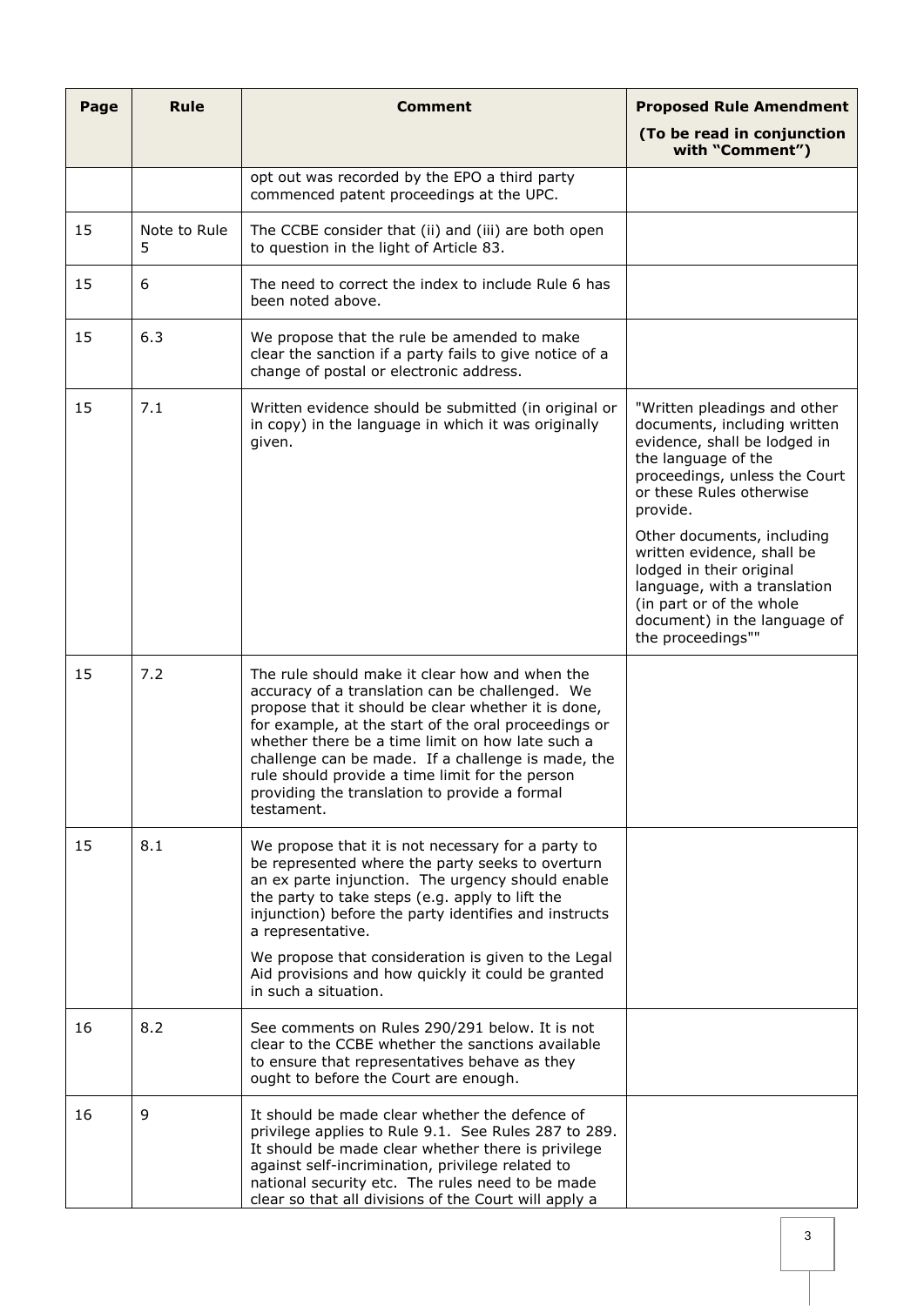| Page | Rule | Comment | Proposed Rule Amendment (To be read in conjunction with "Comment") |
|---|---|---|---|
| | | opt out was recorded by the EPO a third party commenced patent proceedings at the UPC. | |
| 15 | Note to Rule 5 | The CCBE consider that (ii) and (iii) are both open to question in the light of Article 83. | |
| 15 | 6 | The need to correct the index to include Rule 6 has been noted above. | |
| 15 | 6.3 | We propose that the rule be amended to make clear the sanction if a party fails to give notice of a change of postal or electronic address. | |
| 15 | 7.1 | Written evidence should be submitted (in original or in copy) in the language in which it was originally given. | "Written pleadings and other documents, including written evidence, shall be lodged in the language of the proceedings, unless the Court or these Rules otherwise provide.<br><br>Other documents, including written evidence, shall be lodged in their original language, with a translation (in part or of the whole document) in the language of the proceedings"" |
| 15 | 7.2 | The rule should make it clear how and when the accuracy of a translation can be challenged. We propose that it should be clear whether it is done, for example, at the start of the oral proceedings or whether there be a time limit on how late such a challenge can be made. If a challenge is made, the rule should provide a time limit for the person providing the translation to provide a formal testament. | |
| 15 | 8.1 | We propose that it is not necessary for a party to be represented where the party seeks to overturn an ex parte injunction. The urgency should enable the party to take steps (e.g. apply to lift the injunction) before the party identifies and instructs a representative.<br><br>We propose that consideration is given to the Legal Aid provisions and how quickly it could be granted in such a situation. | |
| 16 | 8.2 | See comments on Rules 290/291 below. It is not clear to the CCBE whether the sanctions available to ensure that representatives behave as they ought to before the Court are enough. | |
| 16 | 9 | It should be made clear whether the defence of privilege applies to Rule 9.1. See Rules 287 to 289. It should be made clear whether there is privilege against self-incrimination, privilege related to national security etc. The rules need to be made clear so that all divisions of the Court will apply a | |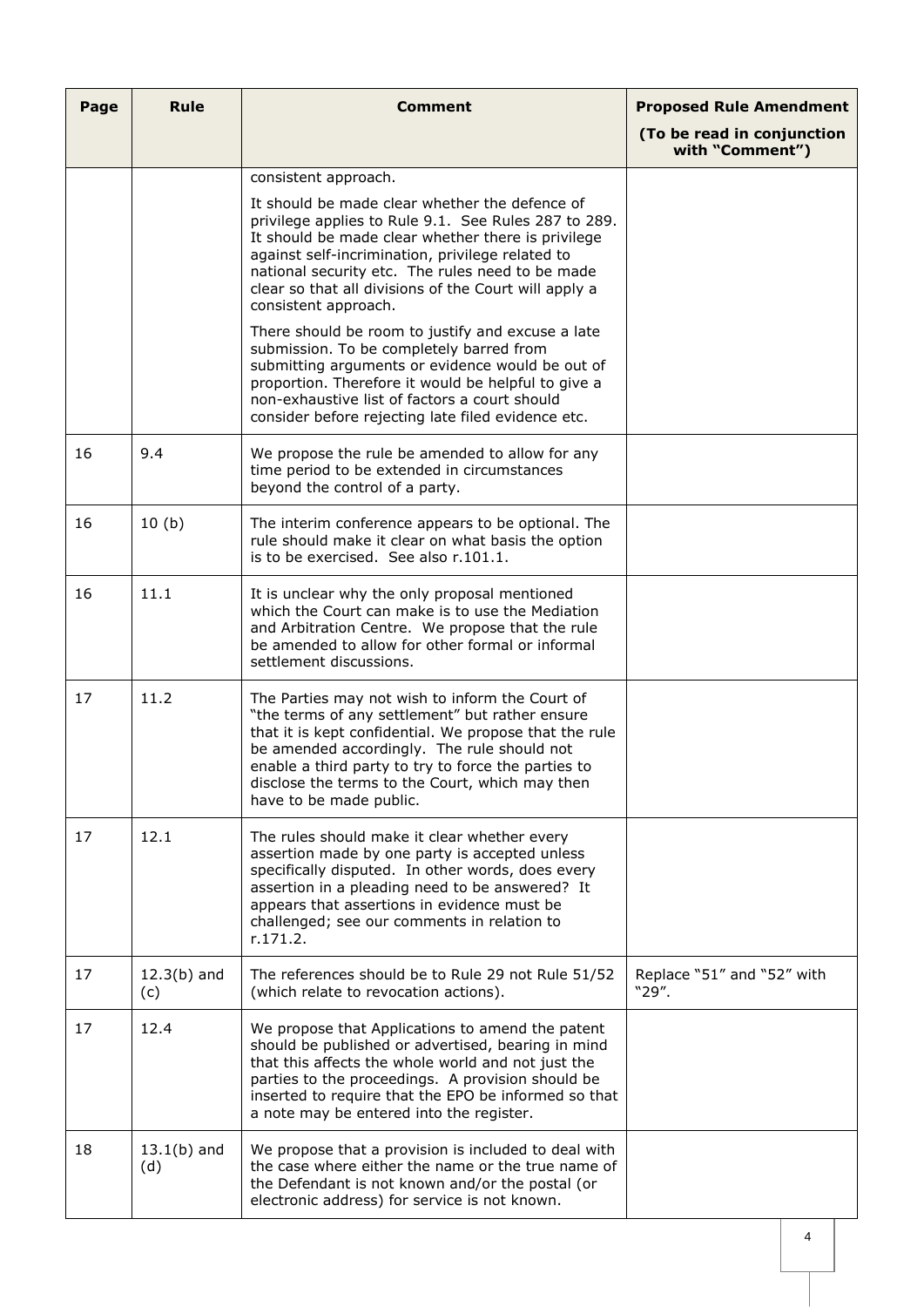| Page | Rule | Comment | Proposed Rule Amendment (To be read in conjunction with "Comment") |
|---|---|---|---|
| | | consistent approach.<br><br>It should be made clear whether the defence of privilege applies to Rule 9.1. See Rules 287 to 289. It should be made clear whether there is privilege against self-incrimination, privilege related to national security etc. The rules need to be made clear so that all divisions of the Court will apply a consistent approach.<br><br>There should be room to justify and excuse a late submission. To be completely barred from submitting arguments or evidence would be out of proportion. Therefore it would be helpful to give a non-exhaustive list of factors a court should consider before rejecting late filed evidence etc. | |
| 16 | 9.4 | We propose the rule be amended to allow for any time period to be extended in circumstances beyond the control of a party. | |
| 16 | 10 (b) | The interim conference appears to be optional. The rule should make it clear on what basis the option is to be exercised. See also r.101.1. | |
| 16 | 11.1 | It is unclear why the only proposal mentioned which the Court can make is to use the Mediation and Arbitration Centre. We propose that the rule be amended to allow for other formal or informal settlement discussions. | |
| 17 | 11.2 | The Parties may not wish to inform the Court of "the terms of any settlement" but rather ensure that it is kept confidential. We propose that the rule be amended accordingly. The rule should not enable a third party to try to force the parties to disclose the terms to the Court, which may then have to be made public. | |
| 17 | 12.1 | The rules should make it clear whether every assertion made by one party is accepted unless specifically disputed. In other words, does every assertion in a pleading need to be answered? It appears that assertions in evidence must be challenged; see our comments in relation to r.171.2. | |
| 17 | 12.3(b) and (c) | The references should be to Rule 29 not Rule 51/52 (which relate to revocation actions). | Replace "51" and "52" with "29". |
| 17 | 12.4 | We propose that Applications to amend the patent should be published or advertised, bearing in mind that this affects the whole world and not just the parties to the proceedings. A provision should be inserted to require that the EPO be informed so that a note may be entered into the register. | |
| 18 | 13.1(b) and (d) | We propose that a provision is included to deal with the case where either the name or the true name of the Defendant is not known and/or the postal (or electronic address) for service is not known. | |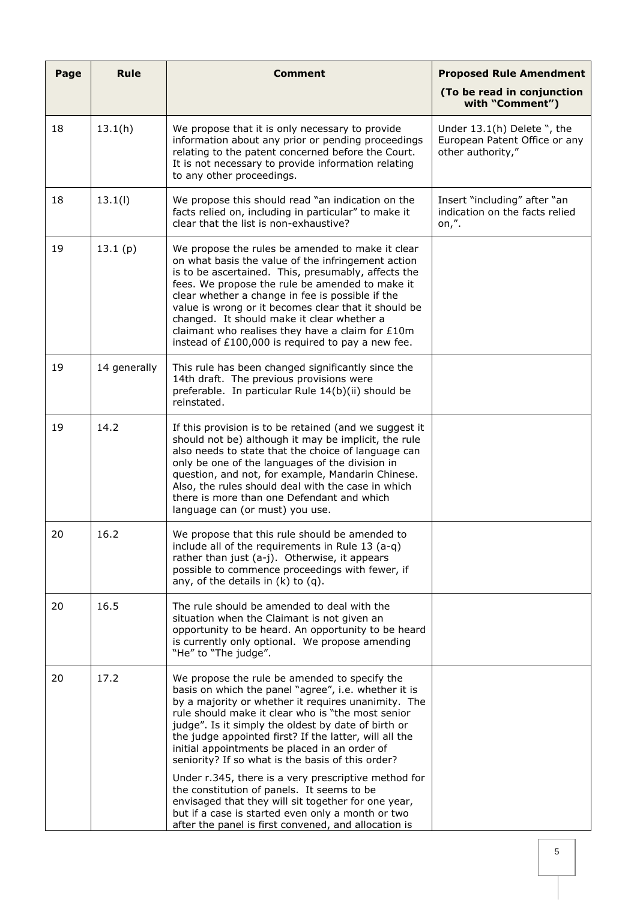| Page | Rule | Comment | Proposed Rule Amendment (To be read in conjunction with "Comment") |
|---|---|---|---|
| 18 | 13.1(h) | We propose that it is only necessary to provide information about any prior or pending proceedings relating to the patent concerned before the Court. It is not necessary to provide information relating to any other proceedings. | Under 13.1(h) Delete ", the European Patent Office or any other authority," |
| 18 | 13.1(l) | We propose this should read "an indication on the facts relied on, including in particular" to make it clear that the list is non-exhaustive? | Insert "including" after "an indication on the facts relied on,". |
| 19 | 13.1 (p) | We propose the rules be amended to make it clear on what basis the value of the infringement action is to be ascertained. This, presumably, affects the fees. We propose the rule be amended to make it clear whether a change in fee is possible if the value is wrong or it becomes clear that it should be changed. It should make it clear whether a claimant who realises they have a claim for £10m instead of £100,000 is required to pay a new fee. | |
| 19 | 14 generally | This rule has been changed significantly since the 14th draft. The previous provisions were preferable. In particular Rule 14(b)(ii) should be reinstated. | |
| 19 | 14.2 | If this provision is to be retained (and we suggest it should not be) although it may be implicit, the rule also needs to state that the choice of language can only be one of the languages of the division in question, and not, for example, Mandarin Chinese. Also, the rules should deal with the case in which there is more than one Defendant and which language can (or must) you use. | |
| 20 | 16.2 | We propose that this rule should be amended to include all of the requirements in Rule 13 (a-q) rather than just (a-j). Otherwise, it appears possible to commence proceedings with fewer, if any, of the details in (k) to (q). | |
| 20 | 16.5 | The rule should be amended to deal with the situation when the Claimant is not given an opportunity to be heard. An opportunity to be heard is currently only optional. We propose amending "He" to "The judge". | |
| 20 | 17.2 | We propose the rule be amended to specify the basis on which the panel "agree", i.e. whether it is by a majority or whether it requires unanimity. The rule should make it clear who is "the most senior judge". Is it simply the oldest by date of birth or the judge appointed first? If the latter, will all the initial appointments be placed in an order of seniority? If so what is the basis of this order?<br><br>Under r.345, there is a very prescriptive method for the constitution of panels. It seems to be envisaged that they will sit together for one year, but if a case is started even only a month or two after the panel is first convened, and allocation is | |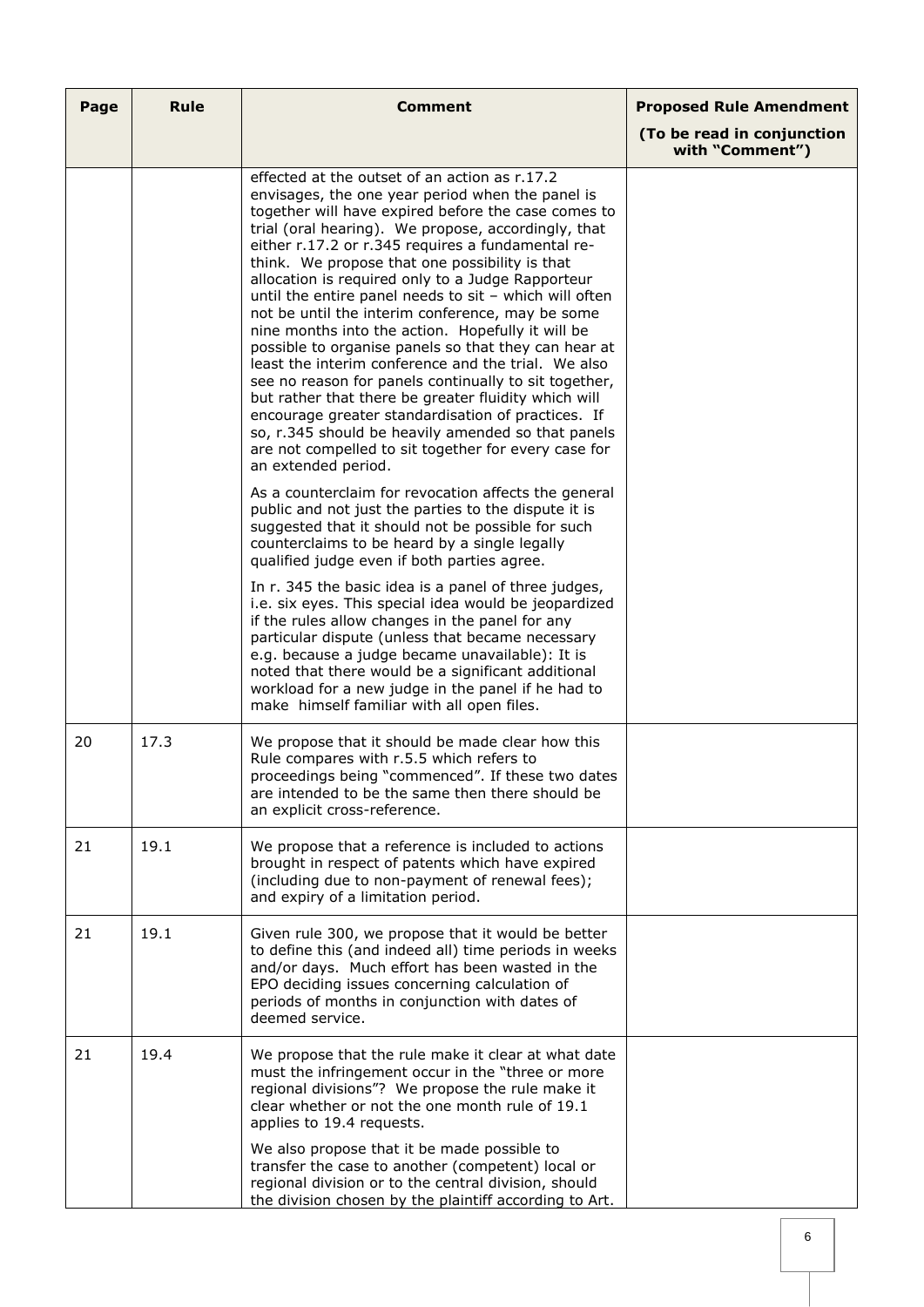| Page | Rule | Comment | Proposed Rule Amendment (To be read in conjunction with "Comment") |
|---|---|---|---|
| | | effected at the outset of an action as r.17.2 envisages, the one year period when the panel is together will have expired before the case comes to trial (oral hearing). We propose, accordingly, that either r.17.2 or r.345 requires a fundamental re-think. We propose that one possibility is that allocation is required only to a Judge Rapporteur until the entire panel needs to sit – which will often not be until the interim conference, may be some nine months into the action. Hopefully it will be possible to organise panels so that they can hear at least the interim conference and the trial. We also see no reason for panels continually to sit together, but rather that there be greater fluidity which will encourage greater standardisation of practices. If so, r.345 should be heavily amended so that panels are not compelled to sit together for every case for an extended period.<br><br>As a counterclaim for revocation affects the general public and not just the parties to the dispute it is suggested that it should not be possible for such counterclaims to be heard by a single legally qualified judge even if both parties agree.<br><br>In r. 345 the basic idea is a panel of three judges, i.e. six eyes. This special idea would be jeopardized if the rules allow changes in the panel for any particular dispute (unless that became necessary e.g. because a judge became unavailable): It is noted that there would be a significant additional workload for a new judge in the panel if he had to make himself familiar with all open files. | |
| 20 | 17.3 | We propose that it should be made clear how this Rule compares with r.5.5 which refers to proceedings being "commenced". If these two dates are intended to be the same then there should be an explicit cross-reference. | |
| 21 | 19.1 | We propose that a reference is included to actions brought in respect of patents which have expired (including due to non-payment of renewal fees); and expiry of a limitation period. | |
| 21 | 19.1 | Given rule 300, we propose that it would be better to define this (and indeed all) time periods in weeks and/or days. Much effort has been wasted in the EPO deciding issues concerning calculation of periods of months in conjunction with dates of deemed service. | |
| 21 | 19.4 | We propose that the rule make it clear at what date must the infringement occur in the "three or more regional divisions"? We propose the rule make it clear whether or not the one month rule of 19.1 applies to 19.4 requests.<br><br>We also propose that it be made possible to transfer the case to another (competent) local or regional division or to the central division, should the division chosen by the plaintiff according to Art. | |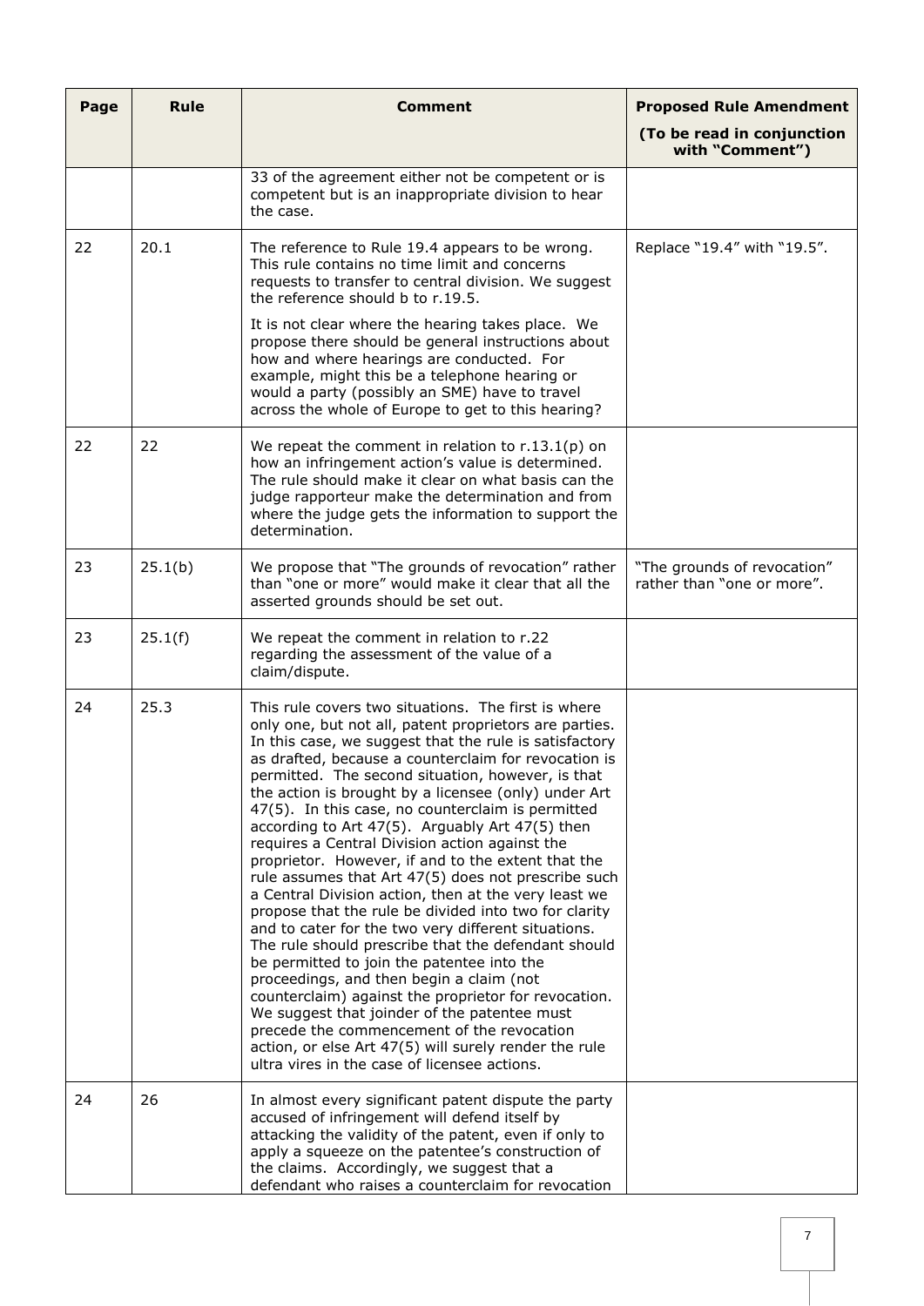| Page | Rule | Comment | Proposed Rule Amendment<br>(To be read in conjunction with "Comment") |
|---|---|---|---|
| | | 33 of the agreement either not be competent or is competent but is an inappropriate division to hear the case. | |
| 22 | 20.1 | The reference to Rule 19.4 appears to be wrong. This rule contains no time limit and concerns requests to transfer to central division. We suggest the reference should b to r.19.5.<br><br>It is not clear where the hearing takes place. We propose there should be general instructions about how and where hearings are conducted. For example, might this be a telephone hearing or would a party (possibly an SME) have to travel across the whole of Europe to get to this hearing? | Replace "19.4" with "19.5". |
| 22 | 22 | We repeat the comment in relation to r.13.1(p) on how an infringement action's value is determined. The rule should make it clear on what basis can the judge rapporteur make the determination and from where the judge gets the information to support the determination. | |
| 23 | 25.1(b) | We propose that "The grounds of revocation" rather than "one or more" would make it clear that all the asserted grounds should be set out. | "The grounds of revocation" rather than "one or more". |
| 23 | 25.1(f) | We repeat the comment in relation to r.22 regarding the assessment of the value of a claim/dispute. | |
| 24 | 25.3 | This rule covers two situations. The first is where only one, but not all, patent proprietors are parties. In this case, we suggest that the rule is satisfactory as drafted, because a counterclaim for revocation is permitted. The second situation, however, is that the action is brought by a licensee (only) under Art 47(5). In this case, no counterclaim is permitted according to Art 47(5). Arguably Art 47(5) then requires a Central Division action against the proprietor. However, if and to the extent that the rule assumes that Art 47(5) does not prescribe such a Central Division action, then at the very least we propose that the rule be divided into two for clarity and to cater for the two very different situations. The rule should prescribe that the defendant should be permitted to join the patentee into the proceedings, and then begin a claim (not counterclaim) against the proprietor for revocation. We suggest that joinder of the patentee must precede the commencement of the revocation action, or else Art 47(5) will surely render the rule ultra vires in the case of licensee actions. | |
| 24 | 26 | In almost every significant patent dispute the party accused of infringement will defend itself by attacking the validity of the patent, even if only to apply a squeeze on the patentee's construction of the claims. Accordingly, we suggest that a defendant who raises a counterclaim for revocation | |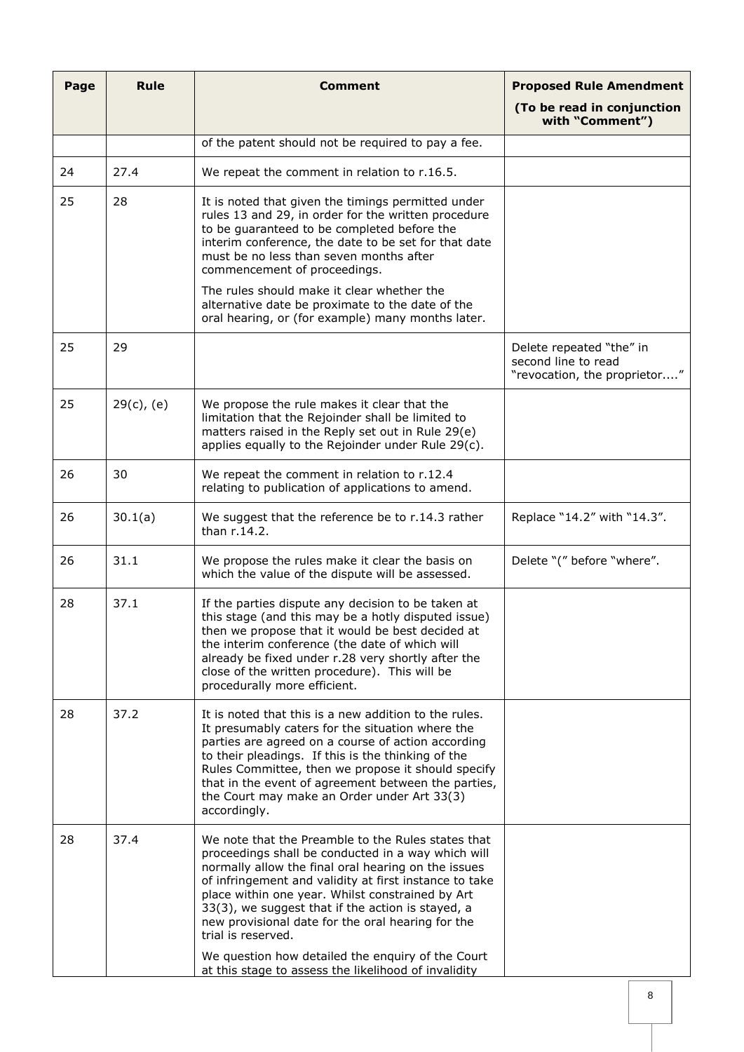| Page | Rule | Comment | Proposed Rule Amendment (To be read in conjunction with "Comment") |
|---|---|---|---|
| | | of the patent should not be required to pay a fee. | |
| 24 | 27.4 | We repeat the comment in relation to r.16.5. | |
| 25 | 28 | It is noted that given the timings permitted under rules 13 and 29, in order for the written procedure to be guaranteed to be completed before the interim conference, the date to be set for that date must be no less than seven months after commencement of proceedings.<br><br>The rules should make it clear whether the alternative date be proximate to the date of the oral hearing, or (for example) many months later. | |
| 25 | 29 | | Delete repeated "the" in second line to read "revocation, the proprietor...." |
| 25 | 29(c), (e) | We propose the rule makes it clear that the limitation that the Rejoinder shall be limited to matters raised in the Reply set out in Rule 29(e) applies equally to the Rejoinder under Rule 29(c). | |
| 26 | 30 | We repeat the comment in relation to r.12.4 relating to publication of applications to amend. | |
| 26 | 30.1(a) | We suggest that the reference be to r.14.3 rather than r.14.2. | Replace "14.2" with "14.3". |
| 26 | 31.1 | We propose the rules make it clear the basis on which the value of the dispute will be assessed. | Delete "(" before "where". |
| 28 | 37.1 | If the parties dispute any decision to be taken at this stage (and this may be a hotly disputed issue) then we propose that it would be best decided at the interim conference (the date of which will already be fixed under r.28 very shortly after the close of the written procedure). This will be procedurally more efficient. | |
| 28 | 37.2 | It is noted that this is a new addition to the rules. It presumably caters for the situation where the parties are agreed on a course of action according to their pleadings. If this is the thinking of the Rules Committee, then we propose it should specify that in the event of agreement between the parties, the Court may make an Order under Art 33(3) accordingly. | |
| 28 | 37.4 | We note that the Preamble to the Rules states that proceedings shall be conducted in a way which will normally allow the final oral hearing on the issues of infringement and validity at first instance to take place within one year. Whilst constrained by Art 33(3), we suggest that if the action is stayed, a new provisional date for the oral hearing for the trial is reserved.<br><br>We question how detailed the enquiry of the Court at this stage to assess the likelihood of invalidity | |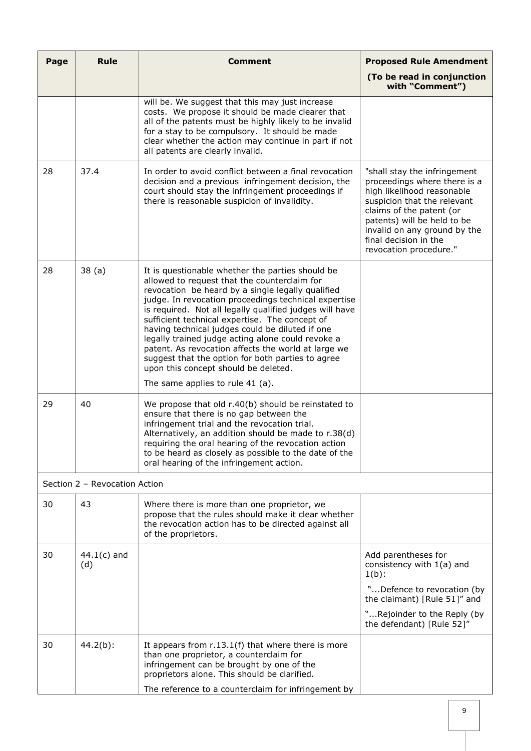| Page | Rule | Comment | Proposed Rule Amendment (To be read in conjunction with "Comment") |
|---|---|---|---|
| | | will be. We suggest that this may just increase costs. We propose it should be made clearer that all of the patents must be highly likely to be invalid for a stay to be compulsory. It should be made clear whether the action may continue in part if not all patents are clearly invalid. | |
| 28 | 37.4 | In order to avoid conflict between a final revocation decision and a previous infringement decision, the court should stay the infringement proceedings if there is reasonable suspicion of invalidity. | "shall stay the infringement proceedings where there is a ~~high likelihood~~ reasonable suspicion that the relevant claims of the patent (or patents) will be held to be invalid on any ground by the final decision in the revocation procedure." |
| 28 | 38 (a) | It is questionable whether the parties should be allowed to request that the counterclaim for revocation be heard by a single legally qualified judge. In revocation proceedings technical expertise is required. Not all legally qualified judges will have sufficient technical expertise. The concept of having technical judges could be diluted if one legally trained judge acting alone could revoke a patent. As revocation affects the world at large we suggest that the option for both parties to agree upon this concept should be deleted.<br><br>The same applies to rule 41 (a). | |
| 29 | 40 | We propose that old r.40(b) should be reinstated to ensure that there is no gap between the infringement trial and the revocation trial. Alternatively, an addition should be made to r.38(d) requiring the oral hearing of the revocation action to be heard as closely as possible to the date of the oral hearing of the infringement action. | |
| Section 2 – Revocation Action | | | |
| 30 | 43 | Where there is more than one proprietor, we propose that the rules should make it clear whether the revocation action has to be directed against all of the proprietors. | |
| 30 | 44.1(c) and (d) | | Add parentheses for consistency with 1(a) and 1(b):<br><br>"...Defence to revocation (by the claimant) [Rule 51]" and<br><br>"...Rejoinder to the Reply (by the defendant) [Rule 52]" |
| 30 | 44.2(b): | It appears from r.13.1(f) that where there is more than one proprietor, a counterclaim for infringement can be brought by one of the proprietors alone. This should be clarified.<br><br>The reference to a counterclaim for infringement by | |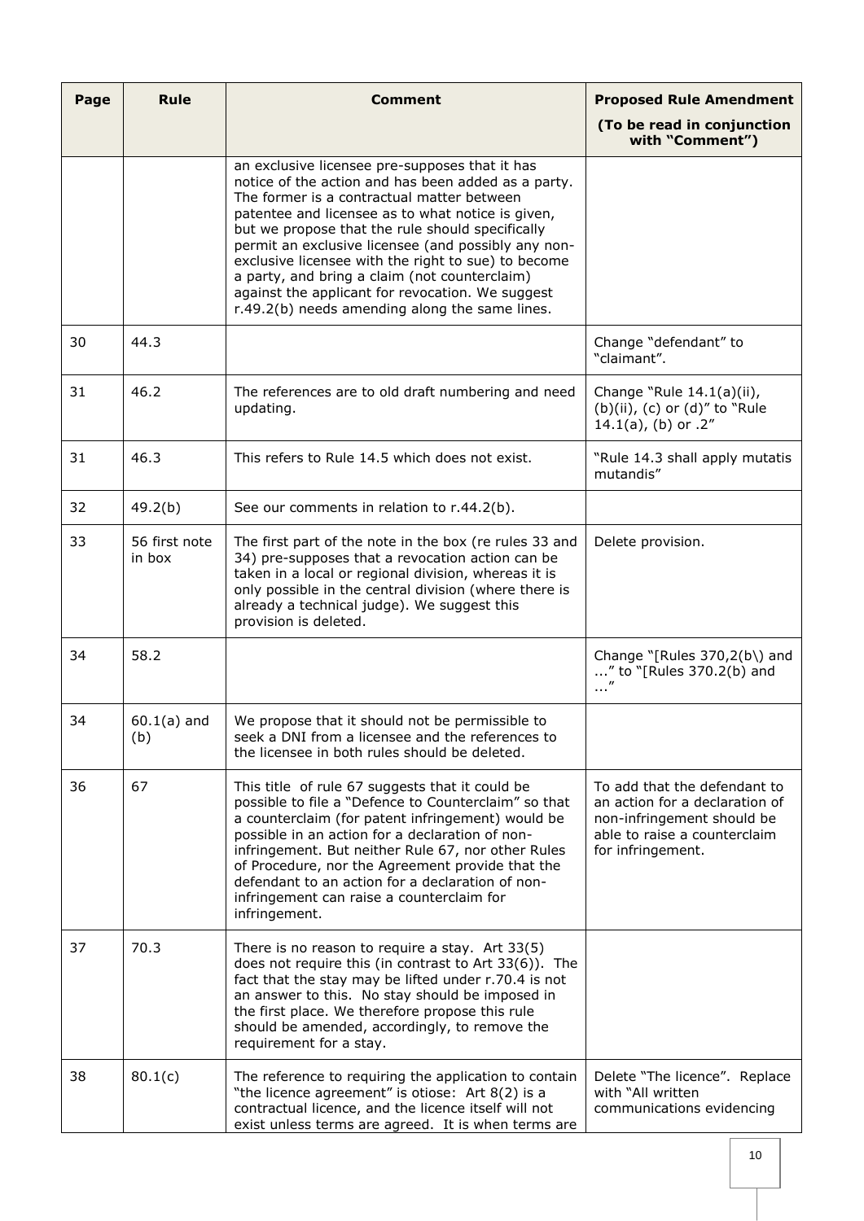| Page | Rule | Comment | Proposed Rule Amendment<br>(To be read in conjunction with "Comment") |
|---|---|---|---|
| | | an exclusive licensee pre-supposes that it has notice of the action and has been added as a party. The former is a contractual matter between patentee and licensee as to what notice is given, but we propose that the rule should specifically permit an exclusive licensee (and possibly any non-exclusive licensee with the right to sue) to become a party, and bring a claim (not counterclaim) against the applicant for revocation. We suggest r.49.2(b) needs amending along the same lines. | |
| 30 | 44.3 | | Change "defendant" to "claimant". |
| 31 | 46.2 | The references are to old draft numbering and need updating. | Change "Rule 14.1(a)(ii), (b)(ii), (c) or (d)" to "Rule 14.1(a), (b) or .2" |
| 31 | 46.3 | This refers to Rule 14.5 which does not exist. | "Rule 14.3 shall apply mutatis mutandis" |
| 32 | 49.2(b) | See our comments in relation to r.44.2(b). | |
| 33 | 56 first note in box | The first part of the note in the box (re rules 33 and 34) pre-supposes that a revocation action can be taken in a local or regional division, whereas it is only possible in the central division (where there is already a technical judge). We suggest this provision is deleted. | Delete provision. |
| 34 | 58.2 | | Change "[Rules 370,2(b\) and ..." to "[Rules 370.2(b) and ..." |
| 34 | 60.1(a) and (b) | We propose that it should not be permissible to seek a DNI from a licensee and the references to the licensee in both rules should be deleted. | |
| 36 | 67 | This title of rule 67 suggests that it could be possible to file a "Defence to Counterclaim" so that a counterclaim (for patent infringement) would be possible in an action for a declaration of non-infringement. But neither Rule 67, nor other Rules of Procedure, nor the Agreement provide that the defendant to an action for a declaration of non-infringement can raise a counterclaim for infringement. | To add that the defendant to an action for a declaration of non-infringement should be able to raise a counterclaim for infringement. |
| 37 | 70.3 | There is no reason to require a stay. Art 33(5) does not require this (in contrast to Art 33(6)). The fact that the stay may be lifted under r.70.4 is not an answer to this. No stay should be imposed in the first place. We therefore propose this rule should be amended, accordingly, to remove the requirement for a stay. | |
| 38 | 80.1(c) | The reference to requiring the application to contain "the licence agreement" is otiose: Art 8(2) is a contractual licence, and the licence itself will not exist unless terms are agreed. It is when terms are | Delete "The licence". Replace with "All written communications evidencing |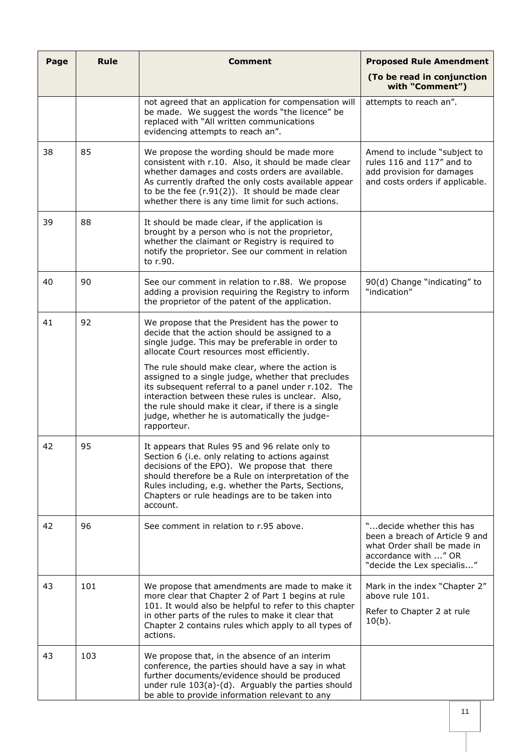| Page | Rule | Comment | Proposed Rule Amendment (To be read in conjunction with "Comment") |
|---|---|---|---|
| | | not agreed that an application for compensation will be made. We suggest the words "the licence" be replaced with "All written communications evidencing attempts to reach an". | attempts to reach an". |
| 38 | 85 | We propose the wording should be made more consistent with r.10. Also, it should be made clear whether damages and costs orders are available. As currently drafted the only costs available appear to be the fee (r.91(2)). It should be made clear whether there is any time limit for such actions. | Amend to include "subject to rules 116 and 117" and to add provision for damages and costs orders if applicable. |
| 39 | 88 | It should be made clear, if the application is brought by a person who is not the proprietor, whether the claimant or Registry is required to notify the proprietor. See our comment in relation to r.90. | |
| 40 | 90 | See our comment in relation to r.88. We propose adding a provision requiring the Registry to inform the proprietor of the patent of the application. | 90(d) Change "indicating" to "indication" |
| 41 | 92 | We propose that the President has the power to decide that the action should be assigned to a single judge. This may be preferable in order to allocate Court resources most efficiently.<br><br>The rule should make clear, where the action is assigned to a single judge, whether that precludes its subsequent referral to a panel under r.102. The interaction between these rules is unclear. Also, the rule should make it clear, if there is a single judge, whether he is automatically the judge-rapporteur. | |
| 42 | 95 | It appears that Rules 95 and 96 relate only to Section 6 (i.e. only relating to actions against decisions of the EPO). We propose that there should therefore be a Rule on interpretation of the Rules including, e.g. whether the Parts, Sections, Chapters or rule headings are to be taken into account. | |
| 42 | 96 | See comment in relation to r.95 above. | "...decide whether this has been a breach of Article 9 and what Order shall be made in accordance with ..." OR "decide the Lex specialis..." |
| 43 | 101 | We propose that amendments are made to make it more clear that Chapter 2 of Part 1 begins at rule 101. It would also be helpful to refer to this chapter in other parts of the rules to make it clear that Chapter 2 contains rules which apply to all types of actions. | Mark in the index "Chapter 2" above rule 101.<br><br>Refer to Chapter 2 at rule 10(b). |
| 43 | 103 | We propose that, in the absence of an interim conference, the parties should have a say in what further documents/evidence should be produced under rule 103(a)-(d). Arguably the parties should be able to provide information relevant to any | |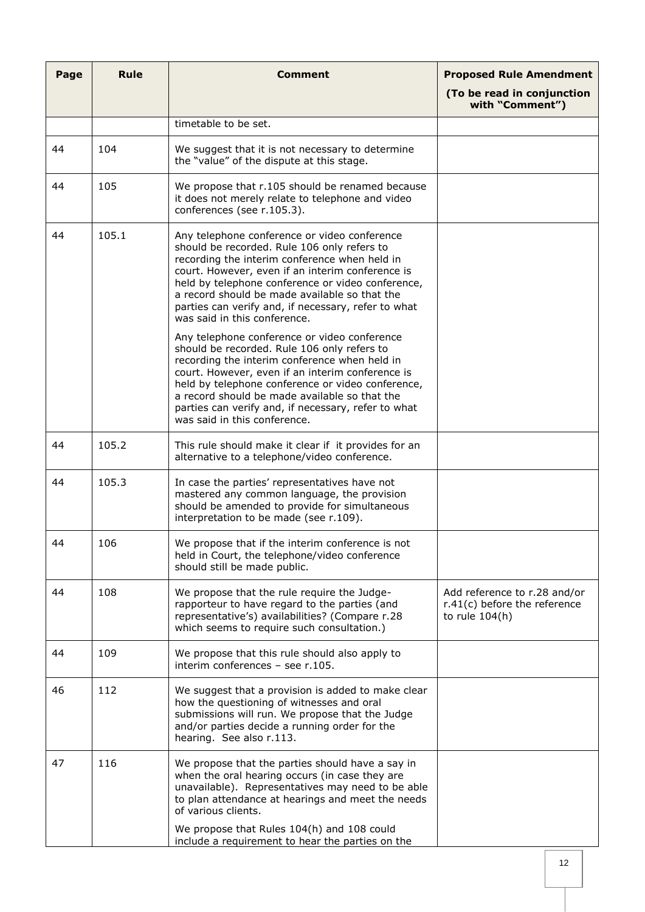| Page | Rule | Comment | Proposed Rule Amendment (To be read in conjunction with "Comment") |
|---|---|---|---|
| | | timetable to be set. | |
| 44 | 104 | We suggest that it is not necessary to determine the "value" of the dispute at this stage. | |
| 44 | 105 | We propose that r.105 should be renamed because it does not merely relate to telephone and video conferences (see r.105.3). | |
| 44 | 105.1 | Any telephone conference or video conference should be recorded. Rule 106 only refers to recording the interim conference when held in court. However, even if an interim conference is held by telephone conference or video conference, a record should be made available so that the parties can verify and, if necessary, refer to what was said in this conference.<br><br>Any telephone conference or video conference should be recorded. Rule 106 only refers to recording the interim conference when held in court. However, even if an interim conference is held by telephone conference or video conference, a record should be made available so that the parties can verify and, if necessary, refer to what was said in this conference. | |
| 44 | 105.2 | This rule should make it clear if it provides for an alternative to a telephone/video conference. | |
| 44 | 105.3 | In case the parties' representatives have not mastered any common language, the provision should be amended to provide for simultaneous interpretation to be made (see r.109). | |
| 44 | 106 | We propose that if the interim conference is not held in Court, the telephone/video conference should still be made public. | |
| 44 | 108 | We propose that the rule require the Judge-rapporteur to have regard to the parties (and representative's) availabilities? (Compare r.28 which seems to require such consultation.) | Add reference to r.28 and/or r.41(c) before the reference to rule 104(h) |
| 44 | 109 | We propose that this rule should also apply to interim conferences – see r.105. | |
| 46 | 112 | We suggest that a provision is added to make clear how the questioning of witnesses and oral submissions will run. We propose that the Judge and/or parties decide a running order for the hearing. See also r.113. | |
| 47 | 116 | We propose that the parties should have a say in when the oral hearing occurs (in case they are unavailable). Representatives may need to be able to plan attendance at hearings and meet the needs of various clients.<br><br>We propose that Rules 104(h) and 108 could include a requirement to hear the parties on the | |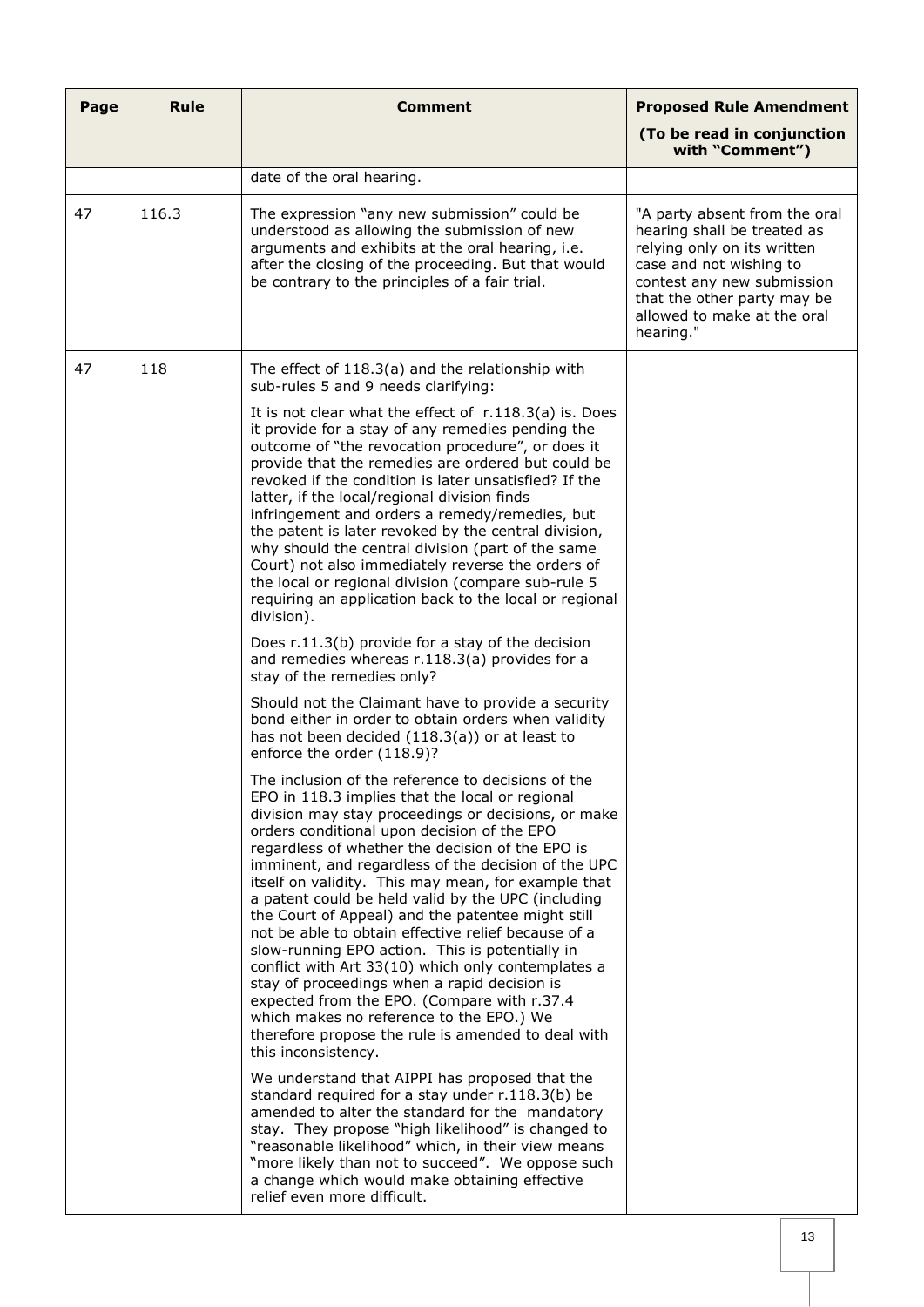| Page | Rule | Comment | Proposed Rule Amendment (To be read in conjunction with "Comment") |
|---|---|---|---|
| | | date of the oral hearing. | |
| 47 | 116.3 | The expression "any new submission" could be understood as allowing the submission of new arguments and exhibits at the oral hearing, i.e. after the closing of the proceeding. But that would be contrary to the principles of a fair trial. | "A party absent from the oral hearing shall be treated as relying only on its written case and not wishing to contest any new submission that the other party may be allowed to make at the oral hearing." |
| 47 | 118 | The effect of 118.3(a) and the relationship with sub-rules 5 and 9 needs clarifying:<br><br>It is not clear what the effect of r.118.3(a) is. Does it provide for a stay of any remedies pending the outcome of "the revocation procedure", or does it provide that the remedies are ordered but could be revoked if the condition is later unsatisfied? If the latter, if the local/regional division finds infringement and orders a remedy/remedies, but the patent is later revoked by the central division, why should the central division (part of the same Court) not also immediately reverse the orders of the local or regional division (compare sub-rule 5 requiring an application back to the local or regional division).<br><br>Does r.11.3(b) provide for a stay of the decision and remedies whereas r.118.3(a) provides for a stay of the remedies only?<br><br>Should not the Claimant have to provide a security bond either in order to obtain orders when validity has not been decided (118.3(a)) or at least to enforce the order (118.9)?<br><br>The inclusion of the reference to decisions of the EPO in 118.3 implies that the local or regional division may stay proceedings or decisions, or make orders conditional upon decision of the EPO regardless of whether the decision of the EPO is imminent, and regardless of the decision of the UPC itself on validity. This may mean, for example that a patent could be held valid by the UPC (including the Court of Appeal) and the patentee might still not be able to obtain effective relief because of a slow-running EPO action. This is potentially in conflict with Art 33(10) which only contemplates a stay of proceedings when a rapid decision is expected from the EPO. (Compare with r.37.4 which makes no reference to the EPO.) We therefore propose the rule is amended to deal with this inconsistency.<br><br>We understand that AIPPI has proposed that the standard required for a stay under r.118.3(b) be amended to alter the standard for the mandatory stay. They propose "high likelihood" is changed to "reasonable likelihood" which, in their view means "more likely than not to succeed". We oppose such a change which would make obtaining effective relief even more difficult. | |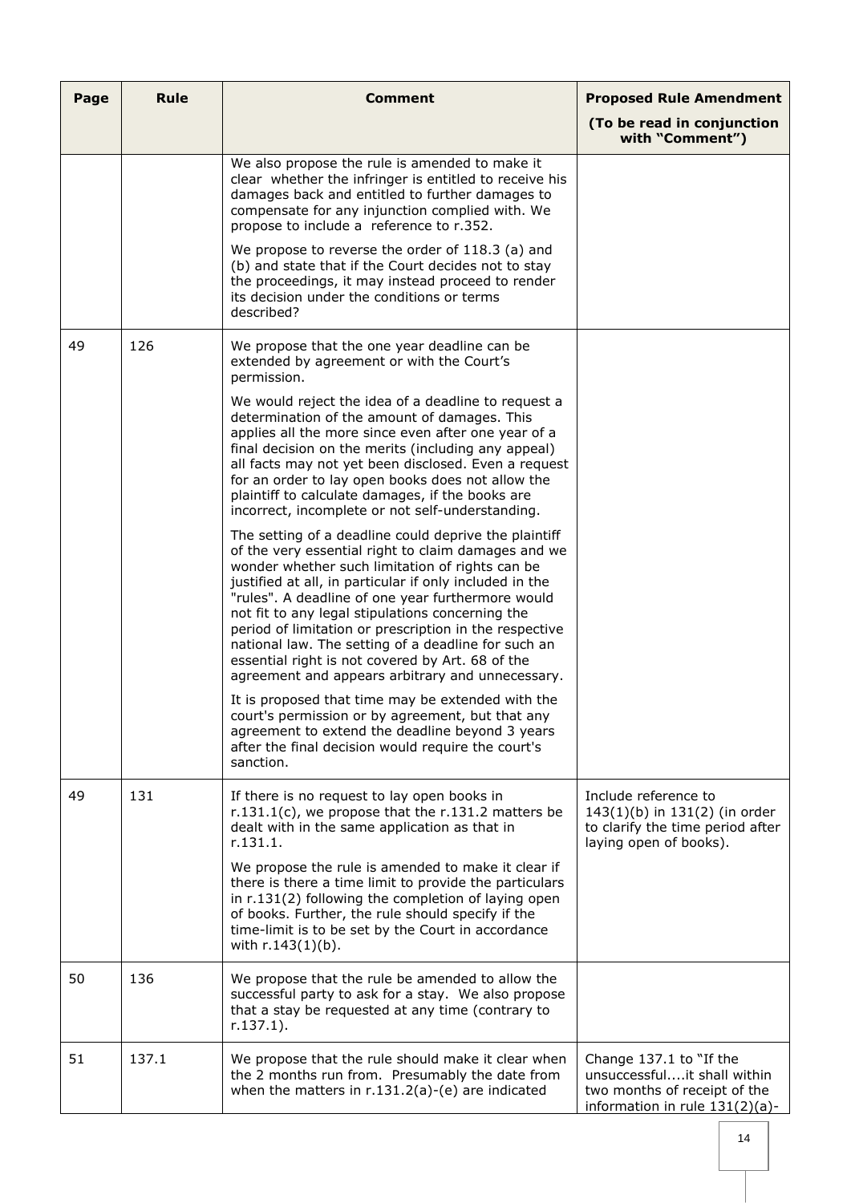| Page | Rule | Comment | Proposed Rule Amendment (To be read in conjunction with "Comment") |
|---|---|---|---|
| | | We also propose the rule is amended to make it clear whether the infringer is entitled to receive his damages back and entitled to further damages to compensate for any injunction complied with. We propose to include a reference to r.352.<br><br>We propose to reverse the order of 118.3 (a) and (b) and state that if the Court decides not to stay the proceedings, it may instead proceed to render its decision under the conditions or terms described? | |
| 49 | 126 | We propose that the one year deadline can be extended by agreement or with the Court's permission.<br><br>We would reject the idea of a deadline to request a determination of the amount of damages. This applies all the more since even after one year of a final decision on the merits (including any appeal) all facts may not yet been disclosed. Even a request for an order to lay open books does not allow the plaintiff to calculate damages, if the books are incorrect, incomplete or not self-understanding.<br><br>The setting of a deadline could deprive the plaintiff of the very essential right to claim damages and we wonder whether such limitation of rights can be justified at all, in particular if only included in the "rules". A deadline of one year furthermore would not fit to any legal stipulations concerning the period of limitation or prescription in the respective national law. The setting of a deadline for such an essential right is not covered by Art. 68 of the agreement and appears arbitrary and unnecessary.<br><br>It is proposed that time may be extended with the court's permission or by agreement, but that any agreement to extend the deadline beyond 3 years after the final decision would require the court's sanction. | |
| 49 | 131 | If there is no request to lay open books in r.131.1(c), we propose that the r.131.2 matters be dealt with in the same application as that in r.131.1.<br><br>We propose the rule is amended to make it clear if there is there a time limit to provide the particulars in r.131(2) following the completion of laying open of books. Further, the rule should specify if the time-limit is to be set by the Court in accordance with r.143(1)(b). | Include reference to 143(1)(b) in 131(2) (in order to clarify the time period after laying open of books). |
| 50 | 136 | We propose that the rule be amended to allow the successful party to ask for a stay. We also propose that a stay be requested at any time (contrary to r.137.1). | |
| 51 | 137.1 | We propose that the rule should make it clear when the 2 months run from. Presumably the date from when the matters in r.131.2(a)-(e) are indicated | Change 137.1 to "If the unsuccessful....it shall within two months of receipt of the information in rule 131(2)(a)- |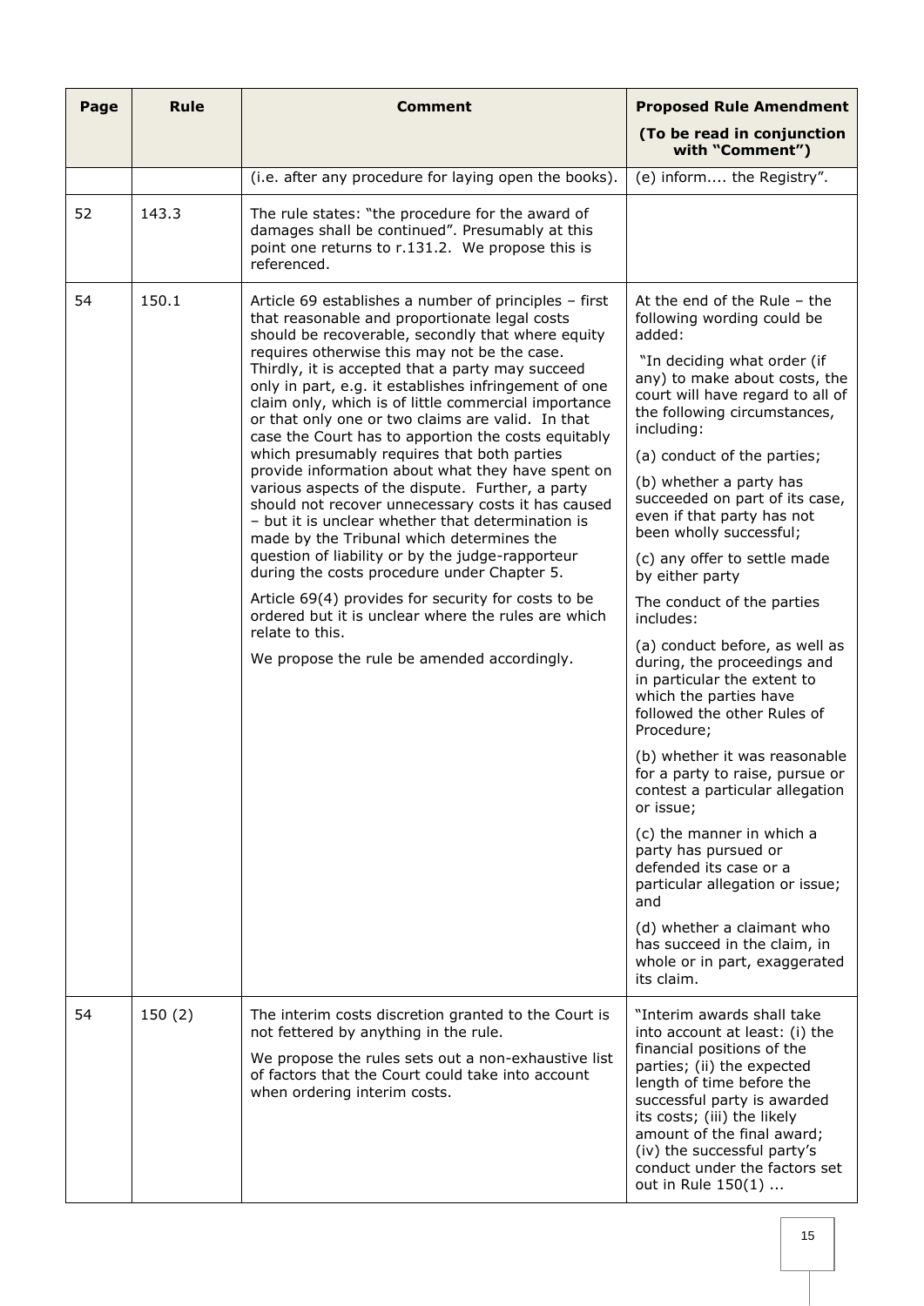| Page | Rule | Comment | Proposed Rule Amendment (To be read in conjunction with "Comment") |
|---|---|---|---|
| | | (i.e. after any procedure for laying open the books). | (e) inform.... the Registry". |
| 52 | 143.3 | The rule states: "the procedure for the award of damages shall be continued". Presumably at this point one returns to r.131.2. We propose this is referenced. | |
| 54 | 150.1 | Article 69 establishes a number of principles – first that reasonable and proportionate legal costs should be recoverable, secondly that where equity requires otherwise this may not be the case. Thirdly, it is accepted that a party may succeed only in part, e.g. it establishes infringement of one claim only, which is of little commercial importance or that only one or two claims are valid. In that case the Court has to apportion the costs equitably which presumably requires that both parties provide information about what they have spent on various aspects of the dispute. Further, a party should not recover unnecessary costs it has caused – but it is unclear whether that determination is made by the Tribunal which determines the question of liability or by the judge-rapporteur during the costs procedure under Chapter 5.<br><br>Article 69(4) provides for security for costs to be ordered but it is unclear where the rules are which relate to this.<br><br>We propose the rule be amended accordingly. | At the end of the Rule – the following wording could be added:<br><br>"In deciding what order (if any) to make about costs, the court will have regard to all of the following circumstances, including:<br><br>(a) conduct of the parties;<br><br>(b) whether a party has succeeded on part of its case, even if that party has not been wholly successful;<br><br>(c) any offer to settle made by either party<br><br>The conduct of the parties includes:<br><br>(a) conduct before, as well as during, the proceedings and in particular the extent to which the parties have followed the other Rules of Procedure;<br><br>(b) whether it was reasonable for a party to raise, pursue or contest a particular allegation or issue;<br><br>(c) the manner in which a party has pursued or defended its case or a particular allegation or issue; and<br><br>(d) whether a claimant who has succeed in the claim, in whole or in part, exaggerated its claim. |
| 54 | 150 (2) | The interim costs discretion granted to the Court is not fettered by anything in the rule.<br><br>We propose the rules sets out a non-exhaustive list of factors that the Court could take into account when ordering interim costs. | "Interim awards shall take into account at least: (i) the financial positions of the parties; (ii) the expected length of time before the successful party is awarded its costs; (iii) the likely amount of the final award; (iv) the successful party's conduct under the factors set out in Rule 150(1) ... |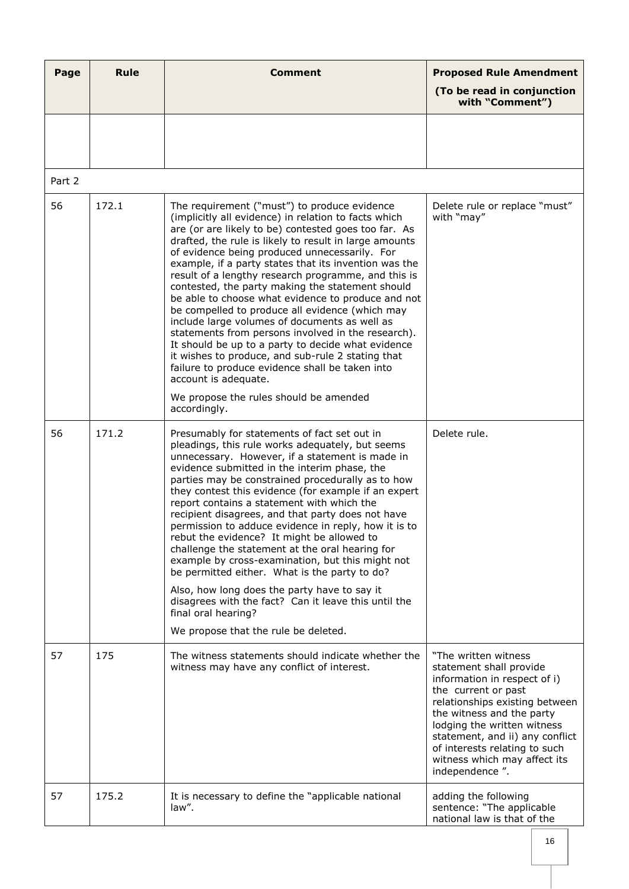| Page | Rule | Comment | Proposed Rule Amendment (To be read in conjunction with "Comment") |
|---|---|---|---|
| | | | |
| Part 2 | | | |
| 56 | 172.1 | The requirement ("must") to produce evidence (implicitly all evidence) in relation to facts which are (or are likely to be) contested goes too far. As drafted, the rule is likely to result in large amounts of evidence being produced unnecessarily. For example, if a party states that its invention was the result of a lengthy research programme, and this is contested, the party making the statement should be able to choose what evidence to produce and not be compelled to produce all evidence (which may include large volumes of documents as well as statements from persons involved in the research). It should be up to a party to decide what evidence it wishes to produce, and sub-rule 2 stating that failure to produce evidence shall be taken into account is adequate.<br><br>We propose the rules should be amended accordingly. | Delete rule or replace "must" with "may" |
| 56 | 171.2 | Presumably for statements of fact set out in pleadings, this rule works adequately, but seems unnecessary. However, if a statement is made in evidence submitted in the interim phase, the parties may be constrained procedurally as to how they contest this evidence (for example if an expert report contains a statement with which the recipient disagrees, and that party does not have permission to adduce evidence in reply, how it is to rebut the evidence? It might be allowed to challenge the statement at the oral hearing for example by cross-examination, but this might not be permitted either. What is the party to do?<br><br>Also, how long does the party have to say it disagrees with the fact? Can it leave this until the final oral hearing?<br><br>We propose that the rule be deleted. | Delete rule. |
| 57 | 175 | The witness statements should indicate whether the witness may have any conflict of interest. | "The written witness statement shall provide information in respect of i) the current or past relationships existing between the witness and the party lodging the written witness statement, and ii) any conflict of interests relating to such witness which may affect its independence ". |
| 57 | 175.2 | It is necessary to define the "applicable national law". | adding the following sentence: "The applicable national law is that of the |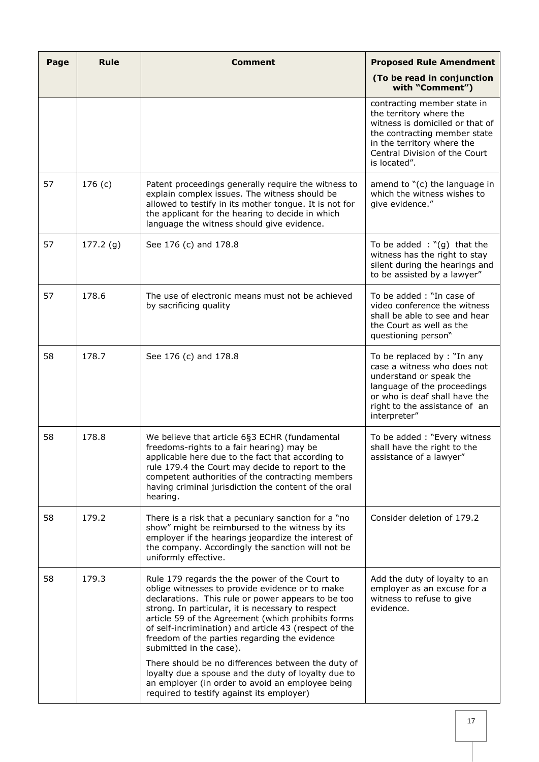| Page | Rule | Comment | Proposed Rule Amendment (To be read in conjunction with "Comment") |
|---|---|---|---|
| | | | contracting member state in the territory where the witness is domiciled or that of the contracting member state in the territory where the Central Division of the Court is located". |
| 57 | 176 (c) | Patent proceedings generally require the witness to explain complex issues. The witness should be allowed to testify in its mother tongue. It is not for the applicant for the hearing to decide in which language the witness should give evidence. | amend to "(c) the language in which the witness wishes to give evidence." |
| 57 | 177.2 (g) | See 176 (c) and 178.8 | To be added : "(g) that the witness has the right to stay silent during the hearings and to be assisted by a lawyer" |
| 57 | 178.6 | The use of electronic means must not be achieved by sacrificing quality | To be added : "In case of video conference the witness shall be able to see and hear the Court as well as the questioning person" |
| 58 | 178.7 | See 176 (c) and 178.8 | To be replaced by : "In any case a witness who does not understand or speak the language of the proceedings or who is deaf shall have the right to the assistance of an interpreter" |
| 58 | 178.8 | We believe that article 6§3 ECHR (fundamental freedoms-rights to a fair hearing) may be applicable here due to the fact that according to rule 179.4 the Court may decide to report to the competent authorities of the contracting members having criminal jurisdiction the content of the oral hearing. | To be added : "Every witness shall have the right to the assistance of a lawyer" |
| 58 | 179.2 | There is a risk that a pecuniary sanction for a "no show" might be reimbursed to the witness by its employer if the hearings jeopardize the interest of the company. Accordingly the sanction will not be uniformly effective. | Consider deletion of 179.2 |
| 58 | 179.3 | Rule 179 regards the the power of the Court to oblige witnesses to provide evidence or to make declarations. This rule or power appears to be too strong. In particular, it is necessary to respect article 59 of the Agreement (which prohibits forms of self-incrimination) and article 43 (respect of the freedom of the parties regarding the evidence submitted in the case).<br><br>There should be no differences between the duty of loyalty due a spouse and the duty of loyalty due to an employer (in order to avoid an employee being required to testify against its employer) | Add the duty of loyalty to an employer as an excuse for a witness to refuse to give evidence. |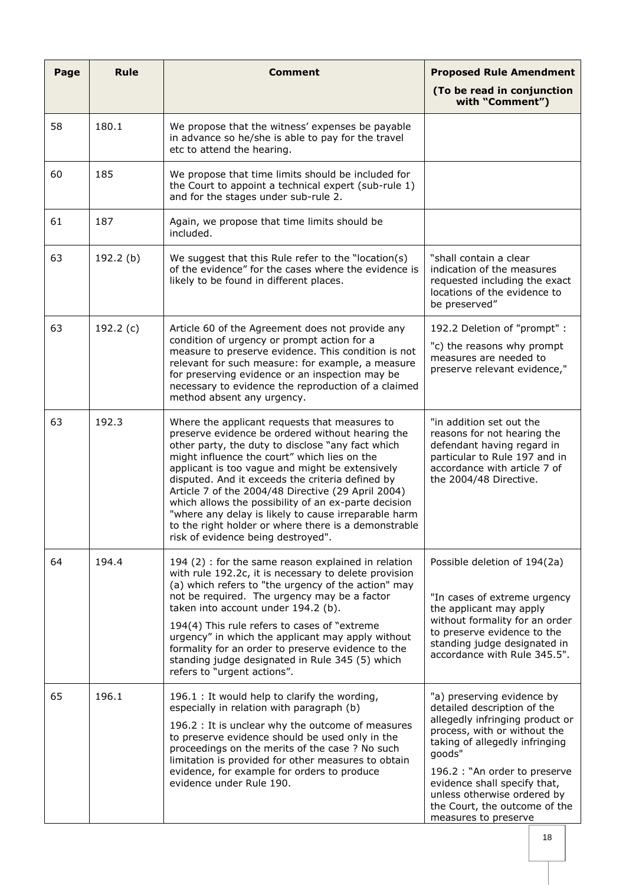| Page | Rule | Comment | Proposed Rule Amendment (To be read in conjunction with "Comment") |
|---|---|---|---|
| 58 | 180.1 | We propose that the witness' expenses be payable in advance so he/she is able to pay for the travel etc to attend the hearing. | |
| 60 | 185 | We propose that time limits should be included for the Court to appoint a technical expert (sub-rule 1) and for the stages under sub-rule 2. | |
| 61 | 187 | Again, we propose that time limits should be included. | |
| 63 | 192.2 (b) | We suggest that this Rule refer to the "location(s) of the evidence" for the cases where the evidence is likely to be found in different places. | "shall contain a clear indication of the measures requested including the exact locations of the evidence to be preserved" |
| 63 | 192.2 (c) | Article 60 of the Agreement does not provide any condition of urgency or prompt action for a measure to preserve evidence. This condition is not relevant for such measure: for example, a measure for preserving evidence or an inspection may be necessary to evidence the reproduction of a claimed method absent any urgency. | 192.2 Deletion of "prompt" : "c) the reasons why prompt measures are needed to preserve relevant evidence," |
| 63 | 192.3 | Where the applicant requests that measures to preserve evidence be ordered without hearing the other party, the duty to disclose "any fact which might influence the court" which lies on the applicant is too vague and might be extensively disputed. And it exceeds the criteria defined by Article 7 of the 2004/48 Directive (29 April 2004) which allows the possibility of an ex-parte decision "where any delay is likely to cause irreparable harm to the right holder or where there is a demonstrable risk of evidence being destroyed". | "in addition set out the reasons for not hearing the defendant having regard in particular to Rule 197 and in accordance with article 7 of the 2004/48 Directive. |
| 64 | 194.4 | 194 (2) : for the same reason explained in relation with rule 192.2c, it is necessary to delete provision (a) which refers to "the urgency of the action" may not be required. The urgency may be a factor taken into account under 194.2 (b).<br><br>194(4) This rule refers to cases of "extreme urgency" in which the applicant may apply without formality for an order to preserve evidence to the standing judge designated in Rule 345 (5) which refers to "urgent actions". | Possible deletion of 194(2a)<br><br>"In cases of extreme urgency the applicant may apply without formality for an order to preserve evidence to the standing judge designated in accordance with Rule 345.5". |
| 65 | 196.1 | 196.1 : It would help to clarify the wording, especially in relation with paragraph (b)<br><br>196.2 : It is unclear why the outcome of measures to preserve evidence should be used only in the proceedings on the merits of the case ? No such limitation is provided for other measures to obtain evidence, for example for orders to produce evidence under Rule 190. | "a) preserving evidence by detailed description of the allegedly infringing product or process, with or without the taking of allegedly infringing goods"<br><br>196.2 : "An order to preserve evidence shall specify that, unless otherwise ordered by the Court, the outcome of the measures to preserve |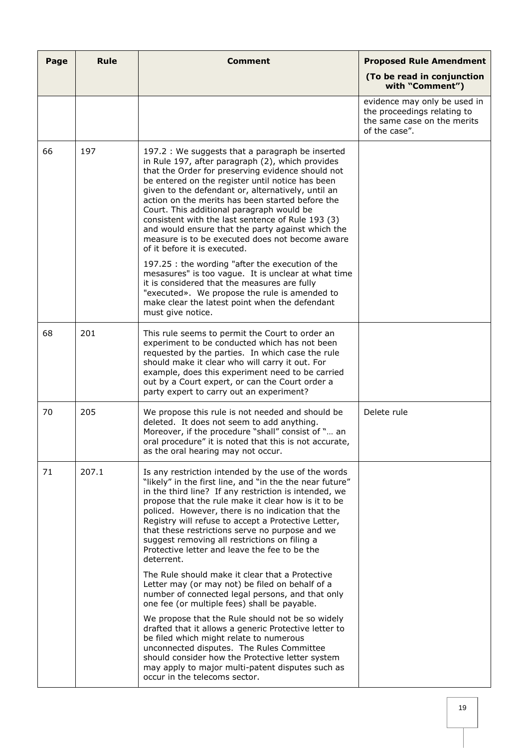| Page | Rule | Comment | Proposed Rule Amendment (To be read in conjunction with "Comment") |
|---|---|---|---|
| | | | evidence may only be used in the proceedings relating to the same case on the merits of the case". |
| 66 | 197 | 197.2 : We suggests that a paragraph be inserted in Rule 197, after paragraph (2), which provides that the Order for preserving evidence should not be entered on the register until notice has been given to the defendant or, alternatively, until an action on the merits has been started before the Court. This additional paragraph would be consistent with the last sentence of Rule 193 (3) and would ensure that the party against which the measure is to be executed does not become aware of it before it is executed.<br><br>197.25 : the wording "after the execution of the mesasures" is too vague. It is unclear at what time it is considered that the measures are fully "executed». We propose the rule is amended to make clear the latest point when the defendant must give notice. | |
| 68 | 201 | This rule seems to permit the Court to order an experiment to be conducted which has not been requested by the parties. In which case the rule should make it clear who will carry it out. For example, does this experiment need to be carried out by a Court expert, or can the Court order a party expert to carry out an experiment? | |
| 70 | 205 | We propose this rule is not needed and should be deleted. It does not seem to add anything. Moreover, if the procedure "shall" consist of "… an oral procedure" it is noted that this is not accurate, as the oral hearing may not occur. | Delete rule |
| 71 | 207.1 | Is any restriction intended by the use of the words "likely" in the first line, and "in the the near future" in the third line? If any restriction is intended, we propose that the rule make it clear how is it to be policed. However, there is no indication that the Registry will refuse to accept a Protective Letter, that these restrictions serve no purpose and we suggest removing all restrictions on filing a Protective letter and leave the fee to be the deterrent.<br><br>The Rule should make it clear that a Protective Letter may (or may not) be filed on behalf of a number of connected legal persons, and that only one fee (or multiple fees) shall be payable.<br><br>We propose that the Rule should not be so widely drafted that it allows a generic Protective letter to be filed which might relate to numerous unconnected disputes. The Rules Committee should consider how the Protective letter system may apply to major multi-patent disputes such as occur in the telecoms sector. | |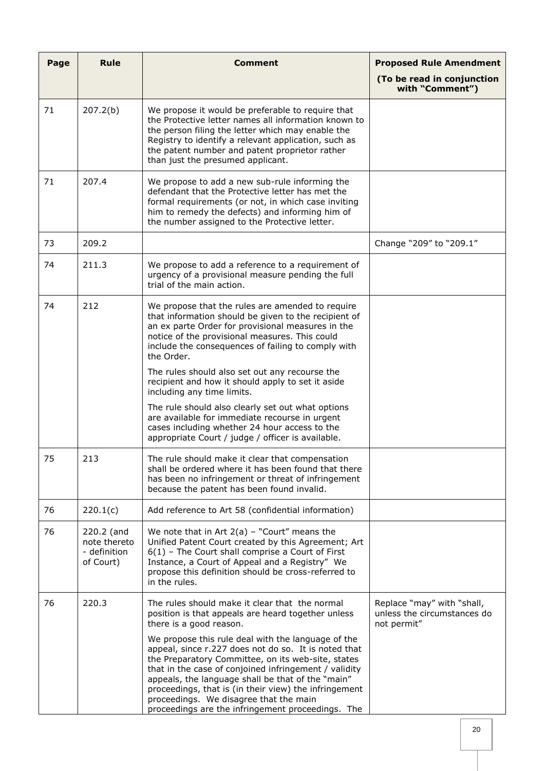| Page | Rule | Comment | Proposed Rule Amendment (To be read in conjunction with "Comment") |
|---|---|---|---|
| 71 | 207.2(b) | We propose it would be preferable to require that the Protective letter names all information known to the person filing the letter which may enable the Registry to identify a relevant application, such as the patent number and patent proprietor rather than just the presumed applicant. | |
| 71 | 207.4 | We propose to add a new sub-rule informing the defendant that the Protective letter has met the formal requirements (or not, in which case inviting him to remedy the defects) and informing him of the number assigned to the Protective letter. | |
| 73 | 209.2 | | Change "209" to "209.1" |
| 74 | 211.3 | We propose to add a reference to a requirement of urgency of a provisional measure pending the full trial of the main action. | |
| 74 | 212 | We propose that the rules are amended to require that information should be given to the recipient of an ex parte Order for provisional measures in the notice of the provisional measures. This could include the consequences of failing to comply with the Order.<br><br>The rules should also set out any recourse the recipient and how it should apply to set it aside including any time limits.<br><br>The rule should also clearly set out what options are available for immediate recourse in urgent cases including whether 24 hour access to the appropriate Court / judge / officer is available. | |
| 75 | 213 | The rule should make it clear that compensation shall be ordered where it has been found that there has been no infringement or threat of infringement because the patent has been found invalid. | |
| 76 | 220.1(c) | Add reference to Art 58 (confidential information) | |
| 76 | 220.2 (and note thereto - definition of Court) | We note that in Art 2(a) – "Court" means the Unified Patent Court created by this Agreement; Art 6(1) – The Court shall comprise a Court of First Instance, a Court of Appeal and a Registry" We propose this definition should be cross-referred to in the rules. | |
| 76 | 220.3 | The rules should make it clear that the normal position is that appeals are heard together unless there is a good reason.<br><br>We propose this rule deal with the language of the appeal, since r.227 does not do so. It is noted that the Preparatory Committee, on its web-site, states that in the case of conjoined infringement / validity appeals, the language shall be that of the "main" proceedings, that is (in their view) the infringement proceedings. We disagree that the main proceedings are the infringement proceedings. The | Replace "may" with "shall, unless the circumstances do not permit" |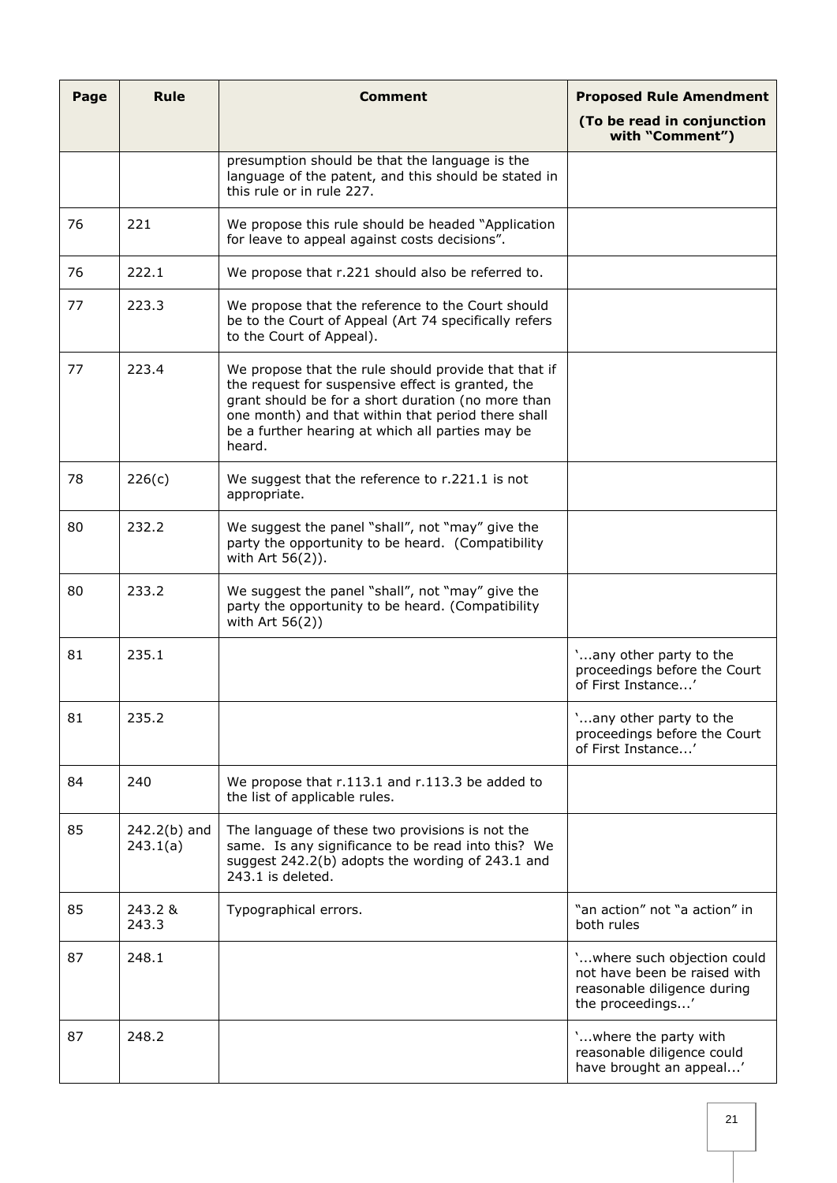| Page | Rule | Comment | Proposed Rule Amendment (To be read in conjunction with "Comment") |
|---|---|---|---|
| | | presumption should be that the language is the language of the patent, and this should be stated in this rule or in rule 227. | |
| 76 | 221 | We propose this rule should be headed "Application for leave to appeal against costs decisions". | |
| 76 | 222.1 | We propose that r.221 should also be referred to. | |
| 77 | 223.3 | We propose that the reference to the Court should be to the Court of Appeal (Art 74 specifically refers to the Court of Appeal). | |
| 77 | 223.4 | We propose that the rule should provide that that if the request for suspensive effect is granted, the grant should be for a short duration (no more than one month) and that within that period there shall be a further hearing at which all parties may be heard. | |
| 78 | 226(c) | We suggest that the reference to r.221.1 is not appropriate. | |
| 80 | 232.2 | We suggest the panel "shall", not "may" give the party the opportunity to be heard. (Compatibility with Art 56(2)). | |
| 80 | 233.2 | We suggest the panel "shall", not "may" give the party the opportunity to be heard. (Compatibility with Art 56(2)) | |
| 81 | 235.1 | | '...any other party to the proceedings before the Court of First Instance...' |
| 81 | 235.2 | | '...any other party to the proceedings before the Court of First Instance...' |
| 84 | 240 | We propose that r.113.1 and r.113.3 be added to the list of applicable rules. | |
| 85 | 242.2(b) and 243.1(a) | The language of these two provisions is not the same. Is any significance to be read into this? We suggest 242.2(b) adopts the wording of 243.1 and 243.1 is deleted. | |
| 85 | 243.2 & 243.3 | Typographical errors. | "an action" not "a action" in both rules |
| 87 | 248.1 | | '...where such objection could not have been raised with reasonable diligence during the proceedings...' |
| 87 | 248.2 | | '...where the party with reasonable diligence could have brought an appeal...' |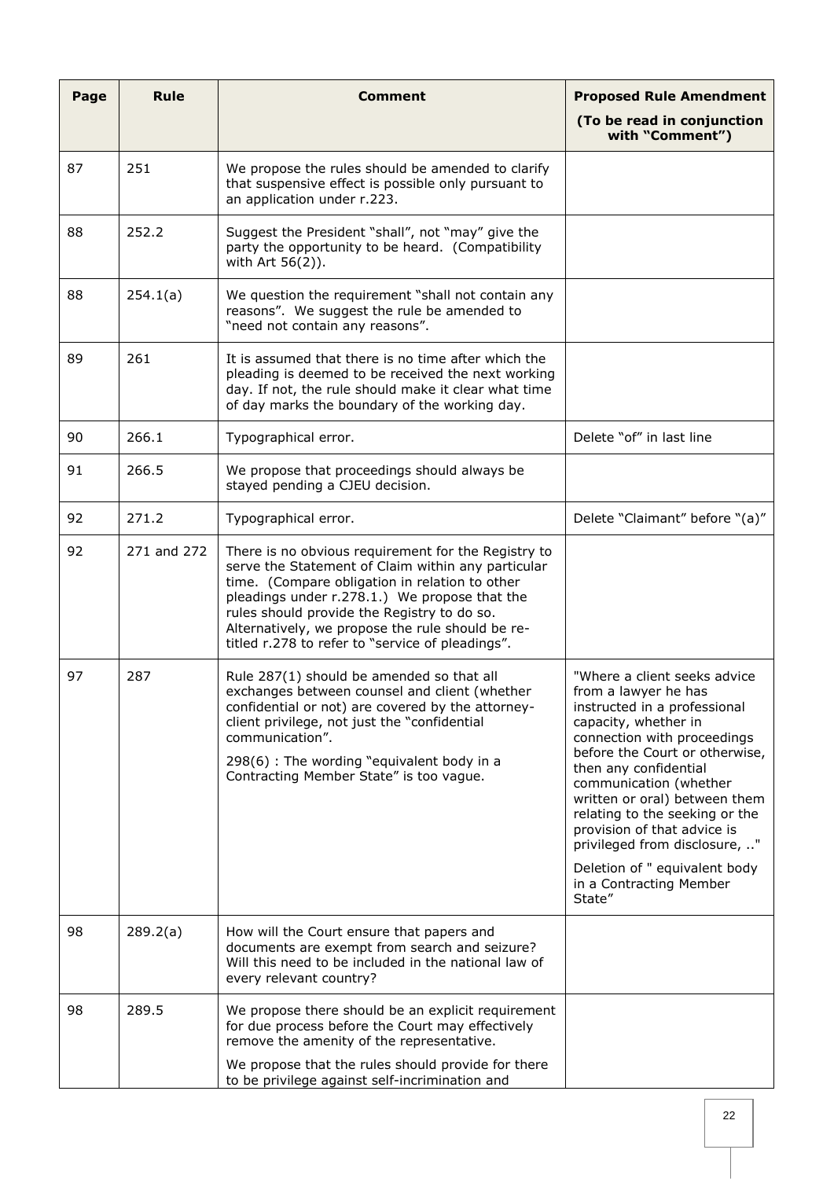| Page | Rule | Comment | Proposed Rule Amendment (To be read in conjunction with "Comment") |
|---|---|---|---|
| 87 | 251 | We propose the rules should be amended to clarify that suspensive effect is possible only pursuant to an application under r.223. | |
| 88 | 252.2 | Suggest the President "shall", not "may" give the party the opportunity to be heard. (Compatibility with Art 56(2)). | |
| 88 | 254.1(a) | We question the requirement "shall not contain any reasons". We suggest the rule be amended to "need not contain any reasons". | |
| 89 | 261 | It is assumed that there is no time after which the pleading is deemed to be received the next working day. If not, the rule should make it clear what time of day marks the boundary of the working day. | |
| 90 | 266.1 | Typographical error. | Delete "of" in last line |
| 91 | 266.5 | We propose that proceedings should always be stayed pending a CJEU decision. | |
| 92 | 271.2 | Typographical error. | Delete "Claimant" before "(a)" |
| 92 | 271 and 272 | There is no obvious requirement for the Registry to serve the Statement of Claim within any particular time. (Compare obligation in relation to other pleadings under r.278.1.) We propose that the rules should provide the Registry to do so. Alternatively, we propose the rule should be re-titled r.278 to refer to "service of pleadings". | |
| 97 | 287 | Rule 287(1) should be amended so that all exchanges between counsel and client (whether confidential or not) are covered by the attorney-client privilege, not just the "confidential communication".<br><br>298(6) : The wording "equivalent body in a Contracting Member State" is too vague. | "Where a client seeks advice from a lawyer he has instructed in a professional capacity, whether in connection with proceedings before the Court or otherwise, then any confidential communication (whether written or oral) between them relating to the seeking or the provision of that advice is privileged from disclosure, .."<br><br>Deletion of " equivalent body in a Contracting Member State" |
| 98 | 289.2(a) | How will the Court ensure that papers and documents are exempt from search and seizure? Will this need to be included in the national law of every relevant country? | |
| 98 | 289.5 | We propose there should be an explicit requirement for due process before the Court may effectively remove the amenity of the representative.<br><br>We propose that the rules should provide for there to be privilege against self-incrimination and | |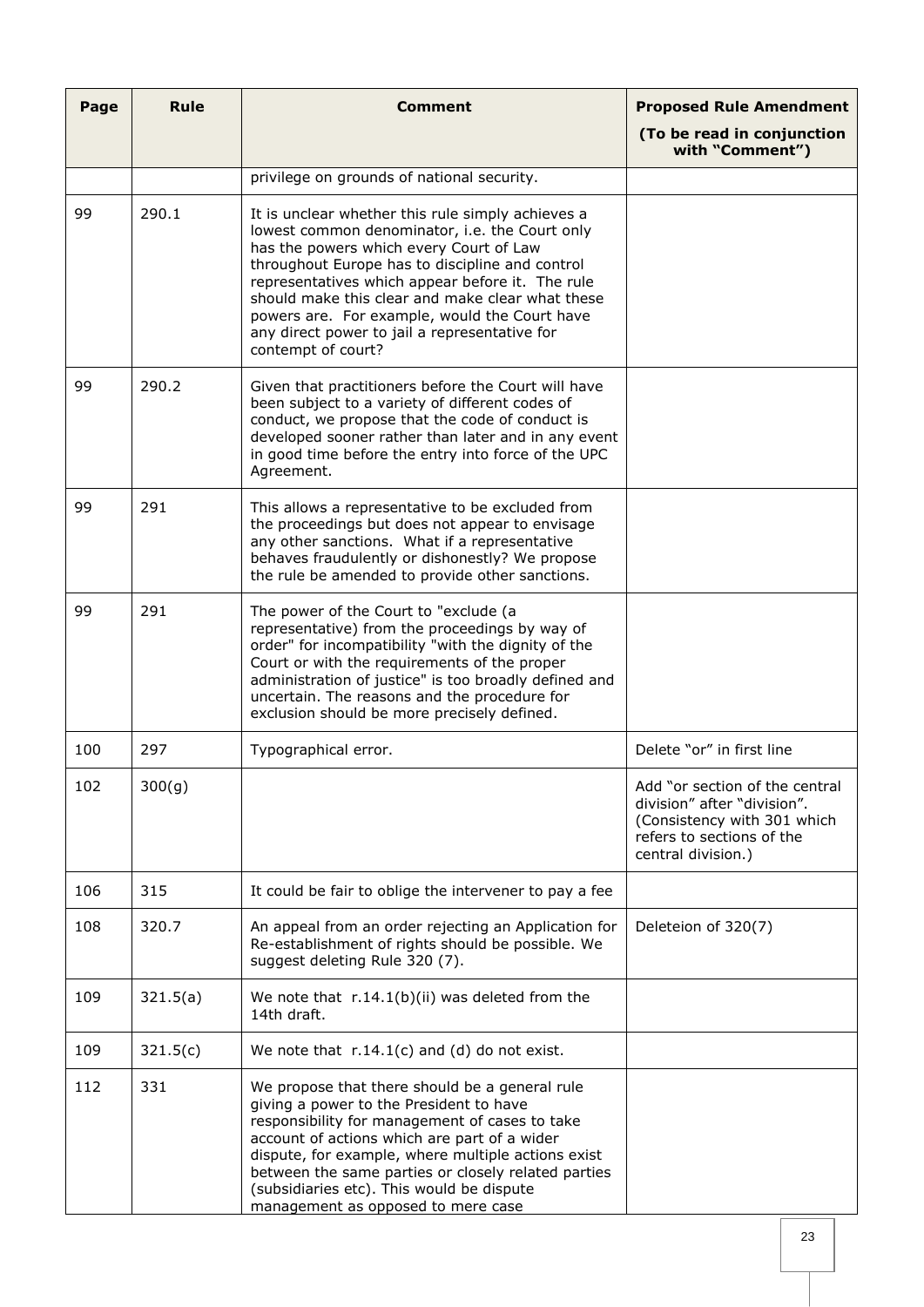| Page | Rule | Comment | Proposed Rule Amendment (To be read in conjunction with "Comment") |
|---|---|---|---|
| | | privilege on grounds of national security. | |
| 99 | 290.1 | It is unclear whether this rule simply achieves a lowest common denominator, i.e. the Court only has the powers which every Court of Law throughout Europe has to discipline and control representatives which appear before it. The rule should make this clear and make clear what these powers are. For example, would the Court have any direct power to jail a representative for contempt of court? | |
| 99 | 290.2 | Given that practitioners before the Court will have been subject to a variety of different codes of conduct, we propose that the code of conduct is developed sooner rather than later and in any event in good time before the entry into force of the UPC Agreement. | |
| 99 | 291 | This allows a representative to be excluded from the proceedings but does not appear to envisage any other sanctions. What if a representative behaves fraudulently or dishonestly? We propose the rule be amended to provide other sanctions. | |
| 99 | 291 | The power of the Court to "exclude (a representative) from the proceedings by way of order" for incompatibility "with the dignity of the Court or with the requirements of the proper administration of justice" is too broadly defined and uncertain. The reasons and the procedure for exclusion should be more precisely defined. | |
| 100 | 297 | Typographical error. | Delete "or" in first line |
| 102 | 300(g) | | Add "or section of the central division" after "division". (Consistency with 301 which refers to sections of the central division.) |
| 106 | 315 | It could be fair to oblige the intervener to pay a fee | |
| 108 | 320.7 | An appeal from an order rejecting an Application for Re-establishment of rights should be possible. We suggest deleting Rule 320 (7). | Deleteion of 320(7) |
| 109 | 321.5(a) | We note that r.14.1(b)(ii) was deleted from the 14th draft. | |
| 109 | 321.5(c) | We note that r.14.1(c) and (d) do not exist. | |
| 112 | 331 | We propose that there should be a general rule giving a power to the President to have responsibility for management of cases to take account of actions which are part of a wider dispute, for example, where multiple actions exist between the same parties or closely related parties (subsidiaries etc). This would be dispute management as opposed to mere case | |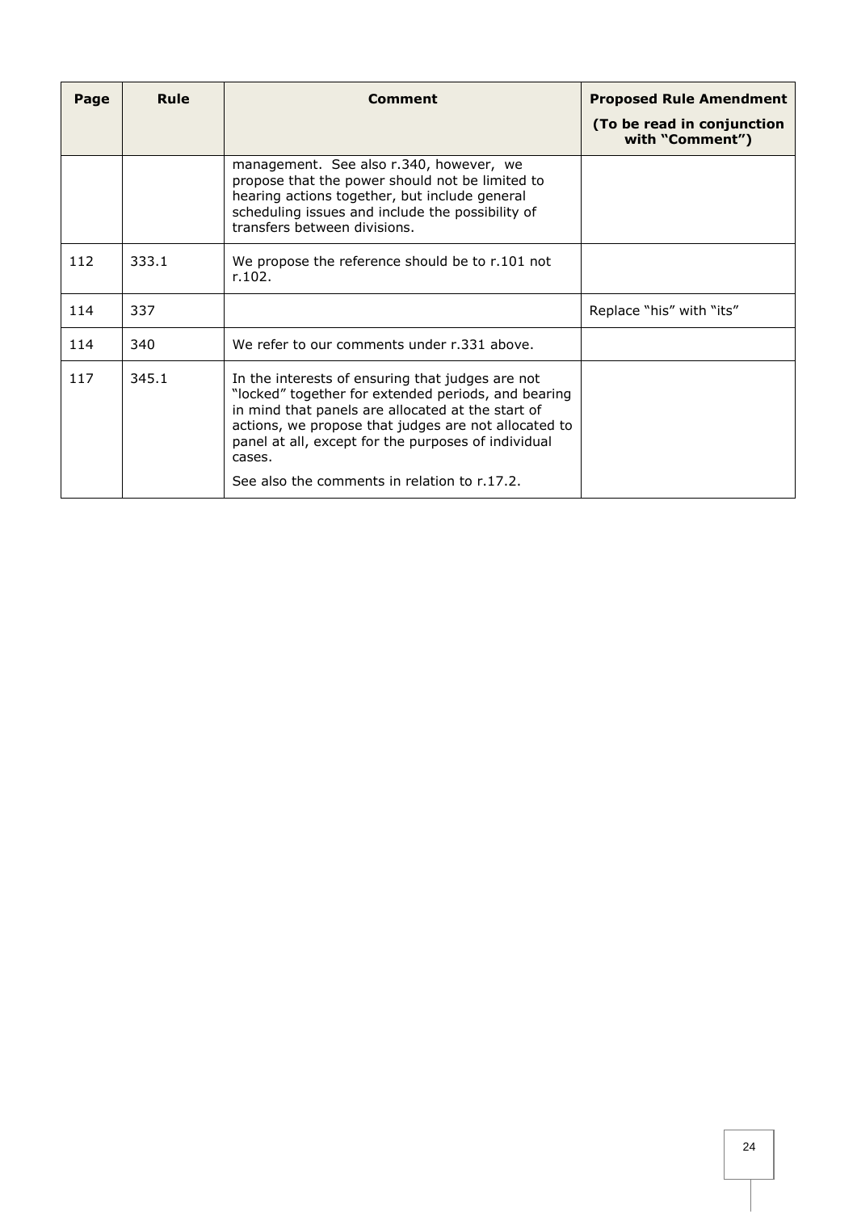| Page | Rule | Comment | Proposed Rule Amendment (To be read in conjunction with "Comment") |
|---|---|---|---|
| | | management. See also r.340, however, we propose that the power should not be limited to hearing actions together, but include general scheduling issues and include the possibility of transfers between divisions. | |
| 112 | 333.1 | We propose the reference should be to r.101 not r.102. | |
| 114 | 337 | | Replace "his" with "its" |
| 114 | 340 | We refer to our comments under r.331 above. | |
| 117 | 345.1 | In the interests of ensuring that judges are not "locked" together for extended periods, and bearing in mind that panels are allocated at the start of actions, we propose that judges are not allocated to panel at all, except for the purposes of individual cases.<br><br>See also the comments in relation to r.17.2. | |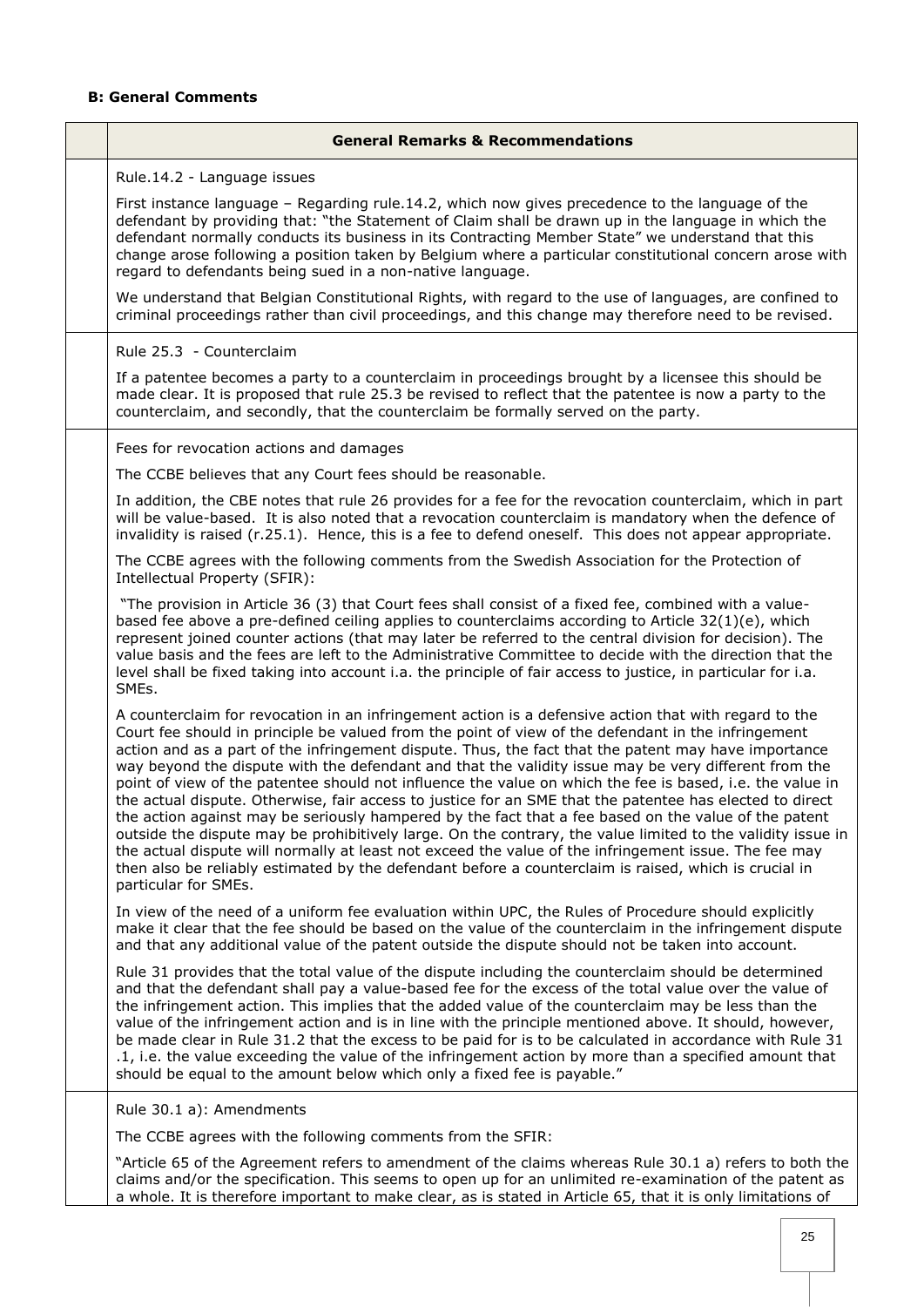### B: General Comments

| | General Remarks & Recommendations |
|---|---|
| | Rule.14.2 - Language issues<br><br>First instance language – Regarding rule.14.2, which now gives precedence to the language of the defendant by providing that: "the Statement of Claim shall be drawn up in the language in which the defendant normally conducts its business in its Contracting Member State" we understand that this change arose following a position taken by Belgium where a particular constitutional concern arose with regard to defendants being sued in a non-native language.<br><br>We understand that Belgian Constitutional Rights, with regard to the use of languages, are confined to criminal proceedings rather than civil proceedings, and this change may therefore need to be revised. |
| | Rule 25.3 - Counterclaim<br><br>If a patentee becomes a party to a counterclaim in proceedings brought by a licensee this should be made clear. It is proposed that rule 25.3 be revised to reflect that the patentee is now a party to the counterclaim, and secondly, that the counterclaim be formally served on the party. |
| | Fees for revocation actions and damages<br><br>The CCBE believes that any Court fees should be reasonable.<br><br>In addition, the CBE notes that rule 26 provides for a fee for the revocation counterclaim, which in part will be value-based. It is also noted that a revocation counterclaim is mandatory when the defence of invalidity is raised (r.25.1). Hence, this is a fee to defend oneself. This does not appear appropriate.<br><br>The CCBE agrees with the following comments from the Swedish Association for the Protection of Intellectual Property (SFIR):<br><br>"The provision in Article 36 (3) that Court fees shall consist of a fixed fee, combined with a value-based fee above a pre-defined ceiling applies to counterclaims according to Article 32(1)(e), which represent joined counter actions (that may later be referred to the central division for decision). The value basis and the fees are left to the Administrative Committee to decide with the direction that the level shall be fixed taking into account i.a. the principle of fair access to justice, in particular for i.a. SMEs.<br><br>A counterclaim for revocation in an infringement action is a defensive action that with regard to the Court fee should in principle be valued from the point of view of the defendant in the infringement action and as a part of the infringement dispute. Thus, the fact that the patent may have importance way beyond the dispute with the defendant and that the validity issue may be very different from the point of view of the patentee should not influence the value on which the fee is based, i.e. the value in the actual dispute. Otherwise, fair access to justice for an SME that the patentee has elected to direct the action against may be seriously hampered by the fact that a fee based on the value of the patent outside the dispute may be prohibitively large. On the contrary, the value limited to the validity issue in the actual dispute will normally at least not exceed the value of the infringement issue. The fee may then also be reliably estimated by the defendant before a counterclaim is raised, which is crucial in particular for SMEs.<br><br>In view of the need of a uniform fee evaluation within UPC, the Rules of Procedure should explicitly make it clear that the fee should be based on the value of the counterclaim in the infringement dispute and that any additional value of the patent outside the dispute should not be taken into account.<br><br>Rule 31 provides that the total value of the dispute including the counterclaim should be determined and that the defendant shall pay a value-based fee for the excess of the total value over the value of the infringement action. This implies that the added value of the counterclaim may be less than the value of the infringement action and is in line with the principle mentioned above. It should, however, be made clear in Rule 31.2 that the excess to be paid for is to be calculated in accordance with Rule 31 .1, i.e. the value exceeding the value of the infringement action by more than a specified amount that should be equal to the amount below which only a fixed fee is payable." |
| | Rule 30.1 a): Amendments<br><br>The CCBE agrees with the following comments from the SFIR:<br><br>"Article 65 of the Agreement refers to amendment of the claims whereas Rule 30.1 a) refers to both the claims and/or the specification. This seems to open up for an unlimited re-examination of the patent as a whole. It is therefore important to make clear, as is stated in Article 65, that it is only limitations of |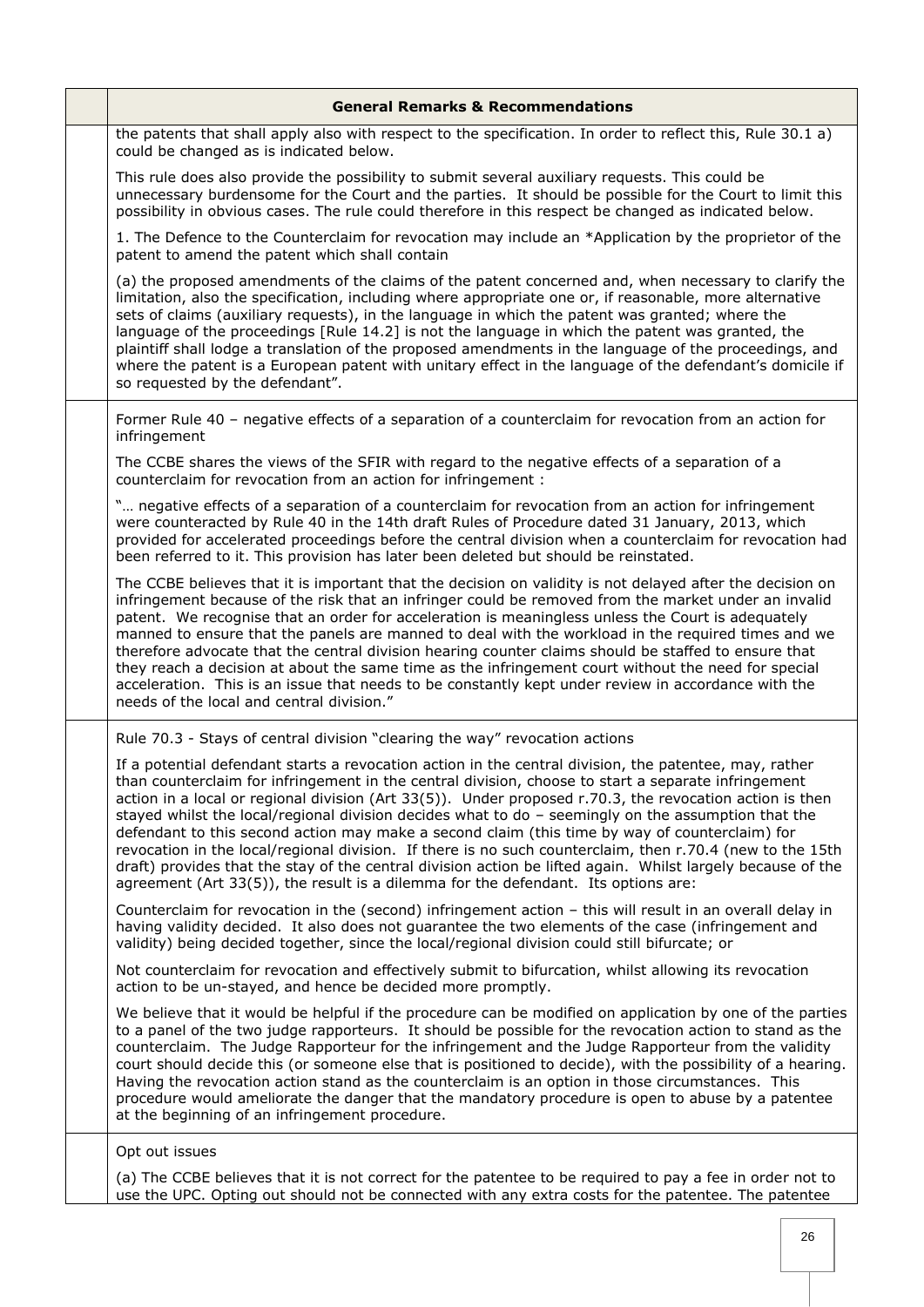| | General Remarks & Recommendations |
|---|---|
| | the patents that shall apply also with respect to the specification. In order to reflect this, Rule 30.1 a) could be changed as is indicated below.<br><br>This rule does also provide the possibility to submit several auxiliary requests. This could be unnecessary burdensome for the Court and the parties. It should be possible for the Court to limit this possibility in obvious cases. The rule could therefore in this respect be changed as indicated below.<br><br>1. The Defence to the Counterclaim for revocation may include an *Application by the proprietor of the patent to amend the patent which shall contain<br><br>(a) the proposed amendments of the claims of the patent concerned and, when necessary to clarify the limitation, also the specification, including where appropriate one or, if reasonable, more alternative sets of claims (auxiliary requests), in the language in which the patent was granted; where the language of the proceedings [Rule 14.2] is not the language in which the patent was granted, the plaintiff shall lodge a translation of the proposed amendments in the language of the proceedings, and where the patent is a European patent with unitary effect in the language of the defendant's domicile if so requested by the defendant". |
| | Former Rule 40 – negative effects of a separation of a counterclaim for revocation from an action for infringement<br><br>The CCBE shares the views of the SFIR with regard to the negative effects of a separation of a counterclaim for revocation from an action for infringement :<br><br>"… negative effects of a separation of a counterclaim for revocation from an action for infringement were counteracted by Rule 40 in the 14th draft Rules of Procedure dated 31 January, 2013, which provided for accelerated proceedings before the central division when a counterclaim for revocation had been referred to it. This provision has later been deleted but should be reinstated.<br><br>The CCBE believes that it is important that the decision on validity is not delayed after the decision on infringement because of the risk that an infringer could be removed from the market under an invalid patent. We recognise that an order for acceleration is meaningless unless the Court is adequately manned to ensure that the panels are manned to deal with the workload in the required times and we therefore advocate that the central division hearing counter claims should be staffed to ensure that they reach a decision at about the same time as the infringement court without the need for special acceleration. This is an issue that needs to be constantly kept under review in accordance with the needs of the local and central division." |
| | Rule 70.3 - Stays of central division "clearing the way" revocation actions<br><br>If a potential defendant starts a revocation action in the central division, the patentee, may, rather than counterclaim for infringement in the central division, choose to start a separate infringement action in a local or regional division (Art 33(5)). Under proposed r.70.3, the revocation action is then stayed whilst the local/regional division decides what to do – seemingly on the assumption that the defendant to this second action may make a second claim (this time by way of counterclaim) for revocation in the local/regional division. If there is no such counterclaim, then r.70.4 (new to the 15th draft) provides that the stay of the central division action be lifted again. Whilst largely because of the agreement (Art 33(5)), the result is a dilemma for the defendant. Its options are:<br><br>Counterclaim for revocation in the (second) infringement action – this will result in an overall delay in having validity decided. It also does not guarantee the two elements of the case (infringement and validity) being decided together, since the local/regional division could still bifurcate; or<br><br>Not counterclaim for revocation and effectively submit to bifurcation, whilst allowing its revocation action to be un-stayed, and hence be decided more promptly.<br><br>We believe that it would be helpful if the procedure can be modified on application by one of the parties to a panel of the two judge rapporteurs. It should be possible for the revocation action to stand as the counterclaim. The Judge Rapporteur for the infringement and the Judge Rapporteur from the validity court should decide this (or someone else that is positioned to decide), with the possibility of a hearing. Having the revocation action stand as the counterclaim is an option in those circumstances. This procedure would ameliorate the danger that the mandatory procedure is open to abuse by a patentee at the beginning of an infringement procedure. |
| | Opt out issues<br><br>(a) The CCBE believes that it is not correct for the patentee to be required to pay a fee in order not to use the UPC. Opting out should not be connected with any extra costs for the patentee. The patentee |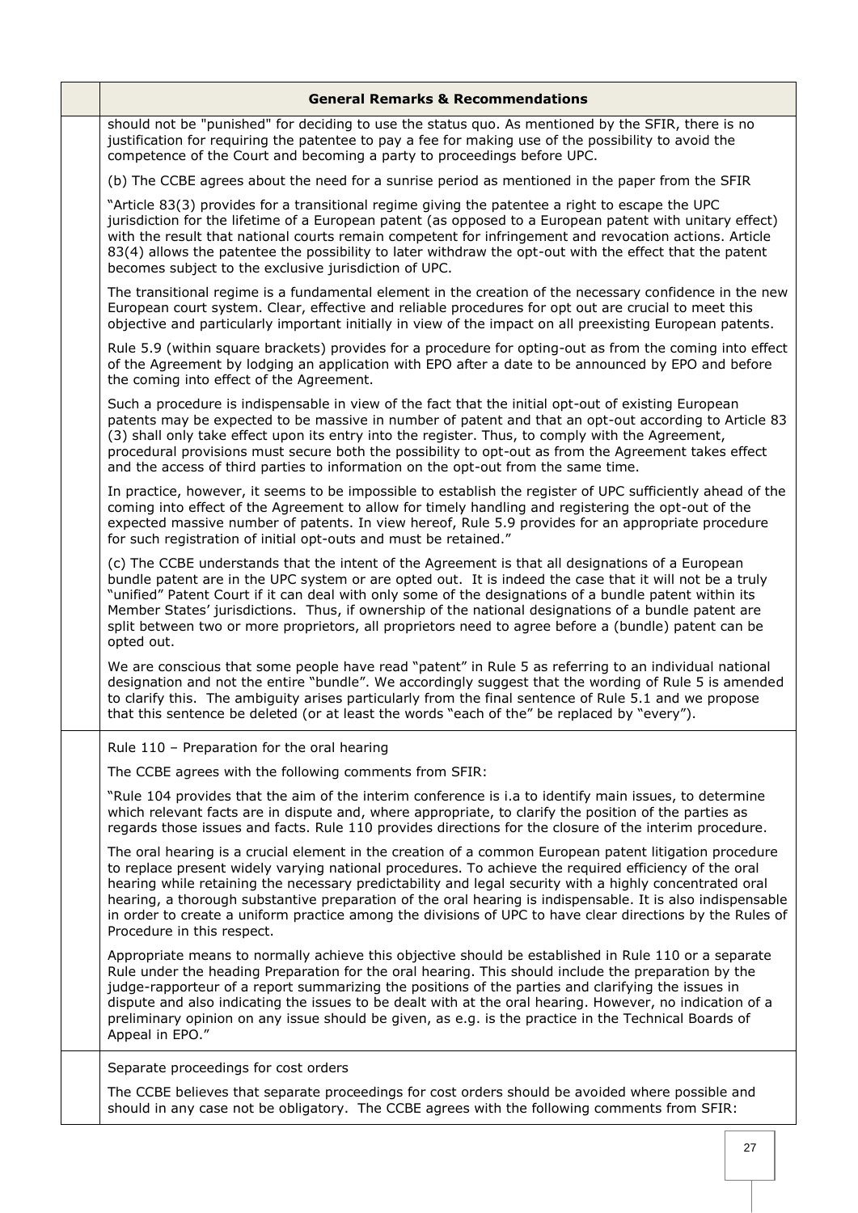| | General Remarks & Recommendations |
|---|---|
| | should not be "punished" for deciding to use the status quo. As mentioned by the SFIR, there is no justification for requiring the patentee to pay a fee for making use of the possibility to avoid the competence of the Court and becoming a party to proceedings before UPC.<br><br>(b) The CCBE agrees about the need for a sunrise period as mentioned in the paper from the SFIR<br><br>"Article 83(3) provides for a transitional regime giving the patentee a right to escape the UPC jurisdiction for the lifetime of a European patent (as opposed to a European patent with unitary effect) with the result that national courts remain competent for infringement and revocation actions. Article 83(4) allows the patentee the possibility to later withdraw the opt-out with the effect that the patent becomes subject to the exclusive jurisdiction of UPC.<br><br>The transitional regime is a fundamental element in the creation of the necessary confidence in the new European court system. Clear, effective and reliable procedures for opt out are crucial to meet this objective and particularly important initially in view of the impact on all preexisting European patents.<br><br>Rule 5.9 (within square brackets) provides for a procedure for opting-out as from the coming into effect of the Agreement by lodging an application with EPO after a date to be announced by EPO and before the coming into effect of the Agreement.<br><br>Such a procedure is indispensable in view of the fact that the initial opt-out of existing European patents may be expected to be massive in number of patent and that an opt-out according to Article 83 (3) shall only take effect upon its entry into the register. Thus, to comply with the Agreement, procedural provisions must secure both the possibility to opt-out as from the Agreement takes effect and the access of third parties to information on the opt-out from the same time.<br><br>In practice, however, it seems to be impossible to establish the register of UPC sufficiently ahead of the coming into effect of the Agreement to allow for timely handling and registering the opt-out of the expected massive number of patents. In view hereof, Rule 5.9 provides for an appropriate procedure for such registration of initial opt-outs and must be retained."<br><br>(c) The CCBE understands that the intent of the Agreement is that all designations of a European bundle patent are in the UPC system or are opted out. It is indeed the case that it will not be a truly "unified" Patent Court if it can deal with only some of the designations of a bundle patent within its Member States' jurisdictions. Thus, if ownership of the national designations of a bundle patent are split between two or more proprietors, all proprietors need to agree before a (bundle) patent can be opted out.<br><br>We are conscious that some people have read "patent" in Rule 5 as referring to an individual national designation and not the entire "bundle". We accordingly suggest that the wording of Rule 5 is amended to clarify this. The ambiguity arises particularly from the final sentence of Rule 5.1 and we propose that this sentence be deleted (or at least the words "each of the" be replaced by "every"). |
| | Rule 110 – Preparation for the oral hearing<br><br>The CCBE agrees with the following comments from SFIR:<br><br>"Rule 104 provides that the aim of the interim conference is i.a to identify main issues, to determine which relevant facts are in dispute and, where appropriate, to clarify the position of the parties as regards those issues and facts. Rule 110 provides directions for the closure of the interim procedure.<br><br>The oral hearing is a crucial element in the creation of a common European patent litigation procedure to replace present widely varying national procedures. To achieve the required efficiency of the oral hearing while retaining the necessary predictability and legal security with a highly concentrated oral hearing, a thorough substantive preparation of the oral hearing is indispensable. It is also indispensable in order to create a uniform practice among the divisions of UPC to have clear directions by the Rules of Procedure in this respect.<br><br>Appropriate means to normally achieve this objective should be established in Rule 110 or a separate Rule under the heading Preparation for the oral hearing. This should include the preparation by the judge-rapporteur of a report summarizing the positions of the parties and clarifying the issues in dispute and also indicating the issues to be dealt with at the oral hearing. However, no indication of a preliminary opinion on any issue should be given, as e.g. is the practice in the Technical Boards of Appeal in EPO." |
| | Separate proceedings for cost orders<br><br>The CCBE believes that separate proceedings for cost orders should be avoided where possible and should in any case not be obligatory. The CCBE agrees with the following comments from SFIR: |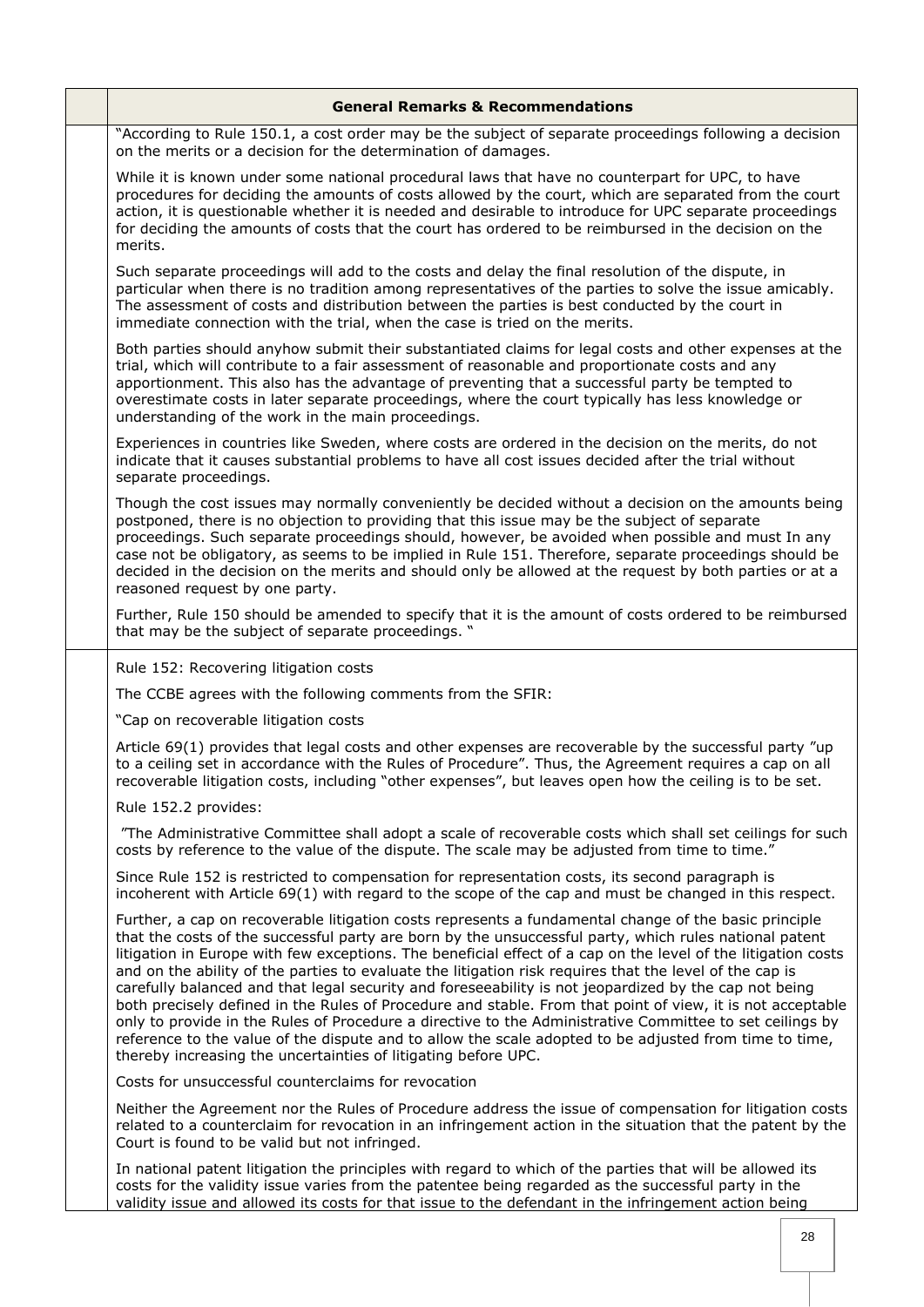| | **General Remarks & Recommendations** |
|---|---|
| | "According to Rule 150.1, a cost order may be the subject of separate proceedings following a decision on the merits or a decision for the determination of damages.<br><br>While it is known under some national procedural laws that have no counterpart for UPC, to have procedures for deciding the amounts of costs allowed by the court, which are separated from the court action, it is questionable whether it is needed and desirable to introduce for UPC separate proceedings for deciding the amounts of costs that the court has ordered to be reimbursed in the decision on the merits.<br><br>Such separate proceedings will add to the costs and delay the final resolution of the dispute, in particular when there is no tradition among representatives of the parties to solve the issue amicably. The assessment of costs and distribution between the parties is best conducted by the court in immediate connection with the trial, when the case is tried on the merits.<br><br>Both parties should anyhow submit their substantiated claims for legal costs and other expenses at the trial, which will contribute to a fair assessment of reasonable and proportionate costs and any apportionment. This also has the advantage of preventing that a successful party be tempted to overestimate costs in later separate proceedings, where the court typically has less knowledge or understanding of the work in the main proceedings.<br><br>Experiences in countries like Sweden, where costs are ordered in the decision on the merits, do not indicate that it causes substantial problems to have all cost issues decided after the trial without separate proceedings.<br><br>Though the cost issues may normally conveniently be decided without a decision on the amounts being postponed, there is no objection to providing that this issue may be the subject of separate proceedings. Such separate proceedings should, however, be avoided when possible and must In any case not be obligatory, as seems to be implied in Rule 151. Therefore, separate proceedings should be decided in the decision on the merits and should only be allowed at the request by both parties or at a reasoned request by one party.<br><br>Further, Rule 150 should be amended to specify that it is the amount of costs ordered to be reimbursed that may be the subject of separate proceedings. " |
| | Rule 152: Recovering litigation costs<br><br>The CCBE agrees with the following comments from the SFIR:<br><br>"Cap on recoverable litigation costs<br><br>Article 69(1) provides that legal costs and other expenses are recoverable by the successful party "up to a ceiling set in accordance with the Rules of Procedure". Thus, the Agreement requires a cap on all recoverable litigation costs, including "other expenses", but leaves open how the ceiling is to be set.<br><br>Rule 152.2 provides:<br><br>"The Administrative Committee shall adopt a scale of recoverable costs which shall set ceilings for such costs by reference to the value of the dispute. The scale may be adjusted from time to time."<br><br>Since Rule 152 is restricted to compensation for representation costs, its second paragraph is incoherent with Article 69(1) with regard to the scope of the cap and must be changed in this respect.<br><br>Further, a cap on recoverable litigation costs represents a fundamental change of the basic principle that the costs of the successful party are born by the unsuccessful party, which rules national patent litigation in Europe with few exceptions. The beneficial effect of a cap on the level of the litigation costs and on the ability of the parties to evaluate the litigation risk requires that the level of the cap is carefully balanced and that legal security and foreseeability is not jeopardized by the cap not being both precisely defined in the Rules of Procedure and stable. From that point of view, it is not acceptable only to provide in the Rules of Procedure a directive to the Administrative Committee to set ceilings by reference to the value of the dispute and to allow the scale adopted to be adjusted from time to time, thereby increasing the uncertainties of litigating before UPC.<br><br>Costs for unsuccessful counterclaims for revocation<br><br>Neither the Agreement nor the Rules of Procedure address the issue of compensation for litigation costs related to a counterclaim for revocation in an infringement action in the situation that the patent by the Court is found to be valid but not infringed.<br><br>In national patent litigation the principles with regard to which of the parties that will be allowed its costs for the validity issue varies from the patentee being regarded as the successful party in the validity issue and allowed its costs for that issue to the defendant in the infringement action being |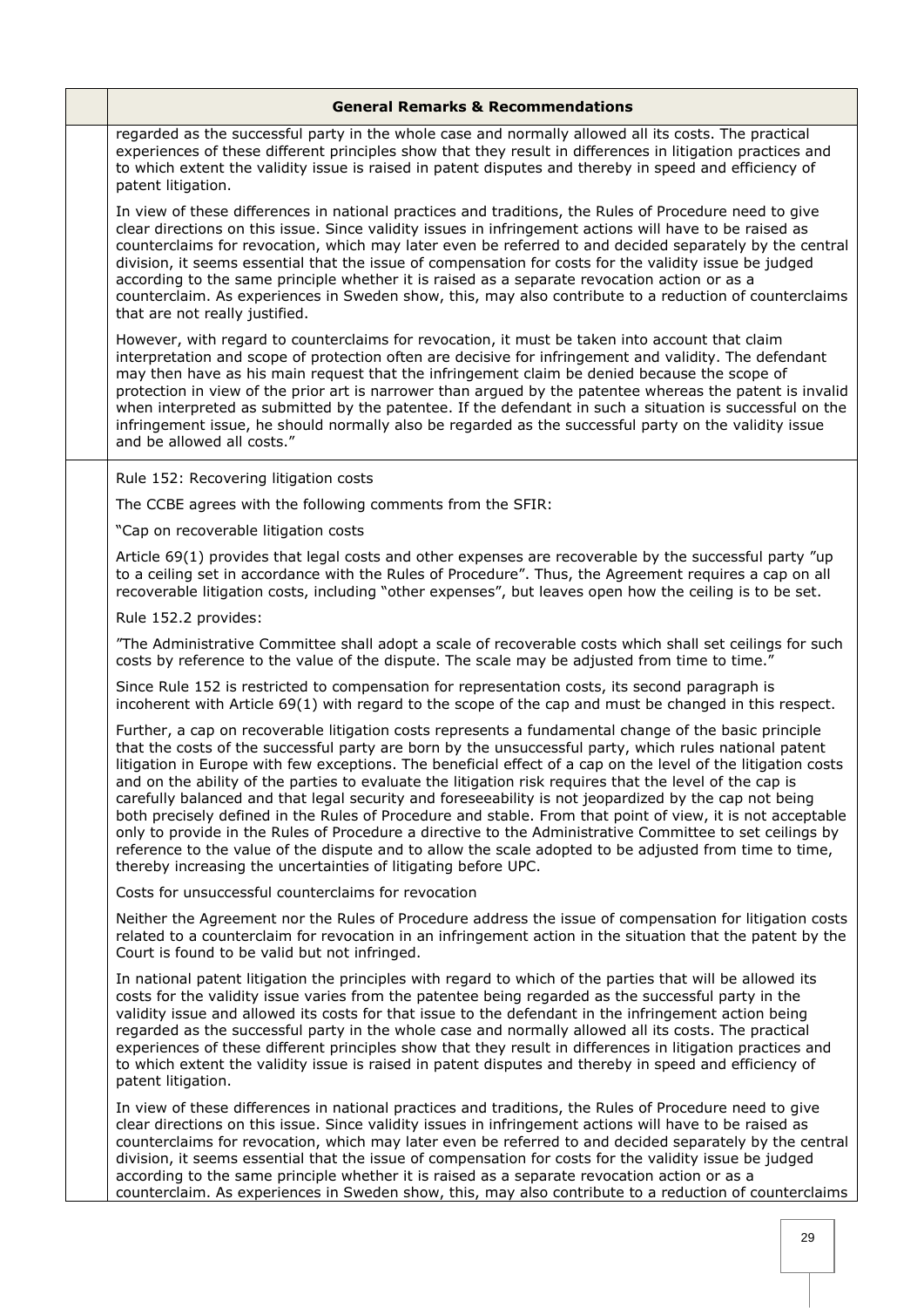| | General Remarks & Recommendations |
|---|---|
| | regarded as the successful party in the whole case and normally allowed all its costs. The practical experiences of these different principles show that they result in differences in litigation practices and to which extent the validity issue is raised in patent disputes and thereby in speed and efficiency of patent litigation.<br><br>In view of these differences in national practices and traditions, the Rules of Procedure need to give clear directions on this issue. Since validity issues in infringement actions will have to be raised as counterclaims for revocation, which may later even be referred to and decided separately by the central division, it seems essential that the issue of compensation for costs for the validity issue be judged according to the same principle whether it is raised as a separate revocation action or as a counterclaim. As experiences in Sweden show, this, may also contribute to a reduction of counterclaims that are not really justified.<br><br>However, with regard to counterclaims for revocation, it must be taken into account that claim interpretation and scope of protection often are decisive for infringement and validity. The defendant may then have as his main request that the infringement claim be denied because the scope of protection in view of the prior art is narrower than argued by the patentee whereas the patent is invalid when interpreted as submitted by the patentee. If the defendant in such a situation is successful on the infringement issue, he should normally also be regarded as the successful party on the validity issue and be allowed all costs." |
| | Rule 152: Recovering litigation costs<br><br>The CCBE agrees with the following comments from the SFIR:<br><br>"Cap on recoverable litigation costs<br><br>Article 69(1) provides that legal costs and other expenses are recoverable by the successful party "up to a ceiling set in accordance with the Rules of Procedure". Thus, the Agreement requires a cap on all recoverable litigation costs, including "other expenses", but leaves open how the ceiling is to be set.<br><br>Rule 152.2 provides:<br><br>"The Administrative Committee shall adopt a scale of recoverable costs which shall set ceilings for such costs by reference to the value of the dispute. The scale may be adjusted from time to time."<br><br>Since Rule 152 is restricted to compensation for representation costs, its second paragraph is incoherent with Article 69(1) with regard to the scope of the cap and must be changed in this respect.<br><br>Further, a cap on recoverable litigation costs represents a fundamental change of the basic principle that the costs of the successful party are born by the unsuccessful party, which rules national patent litigation in Europe with few exceptions. The beneficial effect of a cap on the level of the litigation costs and on the ability of the parties to evaluate the litigation risk requires that the level of the cap is carefully balanced and that legal security and foreseeability is not jeopardized by the cap not being both precisely defined in the Rules of Procedure and stable. From that point of view, it is not acceptable only to provide in the Rules of Procedure a directive to the Administrative Committee to set ceilings by reference to the value of the dispute and to allow the scale adopted to be adjusted from time to time, thereby increasing the uncertainties of litigating before UPC.<br><br>Costs for unsuccessful counterclaims for revocation<br><br>Neither the Agreement nor the Rules of Procedure address the issue of compensation for litigation costs related to a counterclaim for revocation in an infringement action in the situation that the patent by the Court is found to be valid but not infringed.<br><br>In national patent litigation the principles with regard to which of the parties that will be allowed its costs for the validity issue varies from the patentee being regarded as the successful party in the validity issue and allowed its costs for that issue to the defendant in the infringement action being regarded as the successful party in the whole case and normally allowed all its costs. The practical experiences of these different principles show that they result in differences in litigation practices and to which extent the validity issue is raised in patent disputes and thereby in speed and efficiency of patent litigation.<br><br>In view of these differences in national practices and traditions, the Rules of Procedure need to give clear directions on this issue. Since validity issues in infringement actions will have to be raised as counterclaims for revocation, which may later even be referred to and decided separately by the central division, it seems essential that the issue of compensation for costs for the validity issue be judged according to the same principle whether it is raised as a separate revocation action or as a counterclaim. As experiences in Sweden show, this, may also contribute to a reduction of counterclaims |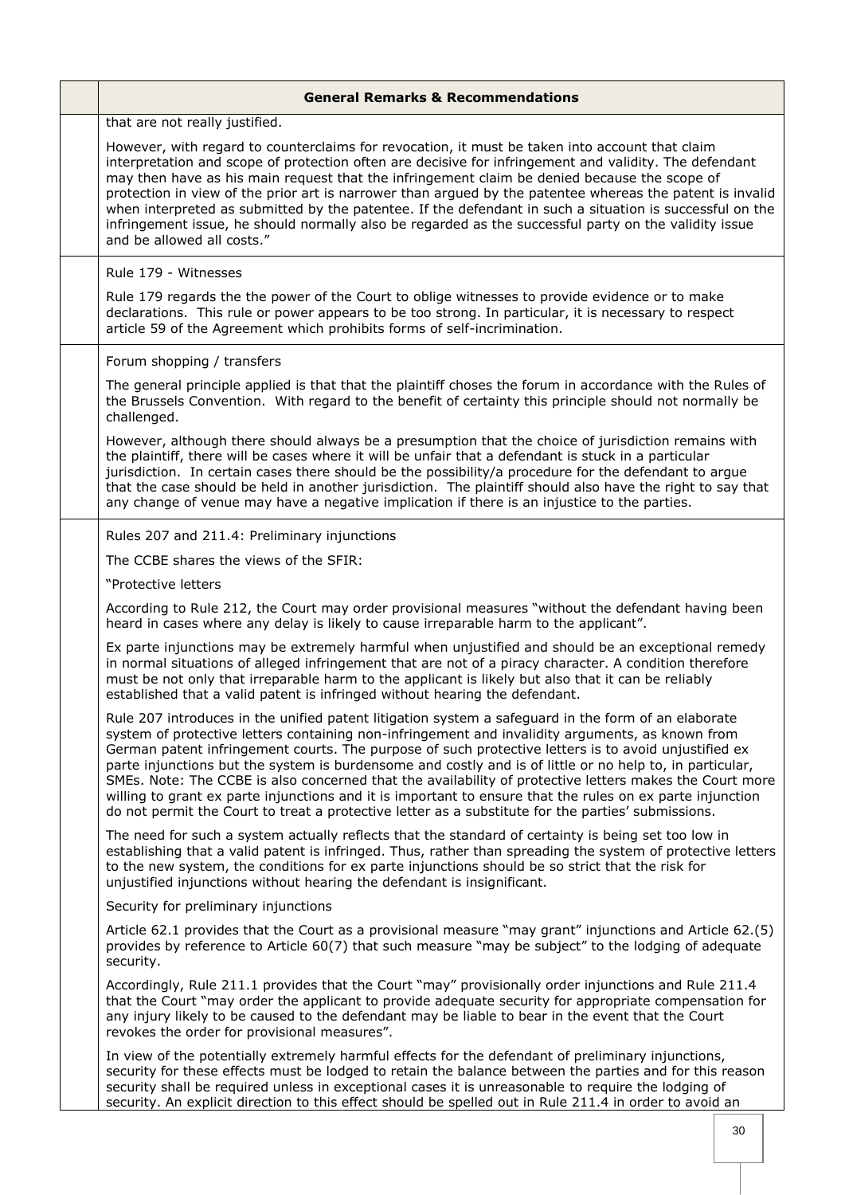| | General Remarks & Recommendations |
|---|---|
| | that are not really justified.<br><br>However, with regard to counterclaims for revocation, it must be taken into account that claim interpretation and scope of protection often are decisive for infringement and validity. The defendant may then have as his main request that the infringement claim be denied because the scope of protection in view of the prior art is narrower than argued by the patentee whereas the patent is invalid when interpreted as submitted by the patentee. If the defendant in such a situation is successful on the infringement issue, he should normally also be regarded as the successful party on the validity issue and be allowed all costs." |
| | Rule 179 - Witnesses<br><br>Rule 179 regards the the power of the Court to oblige witnesses to provide evidence or to make declarations. This rule or power appears to be too strong. In particular, it is necessary to respect article 59 of the Agreement which prohibits forms of self-incrimination. |
| | Forum shopping / transfers<br><br>The general principle applied is that that the plaintiff choses the forum in accordance with the Rules of the Brussels Convention. With regard to the benefit of certainty this principle should not normally be challenged.<br><br>However, although there should always be a presumption that the choice of jurisdiction remains with the plaintiff, there will be cases where it will be unfair that a defendant is stuck in a particular jurisdiction. In certain cases there should be the possibility/a procedure for the defendant to argue that the case should be held in another jurisdiction. The plaintiff should also have the right to say that any change of venue may have a negative implication if there is an injustice to the parties. |
| | Rules 207 and 211.4: Preliminary injunctions<br><br>The CCBE shares the views of the SFIR:<br><br>"Protective letters<br><br>According to Rule 212, the Court may order provisional measures "without the defendant having been heard in cases where any delay is likely to cause irreparable harm to the applicant".<br><br>Ex parte injunctions may be extremely harmful when unjustified and should be an exceptional remedy in normal situations of alleged infringement that are not of a piracy character. A condition therefore must be not only that irreparable harm to the applicant is likely but also that it can be reliably established that a valid patent is infringed without hearing the defendant.<br><br>Rule 207 introduces in the unified patent litigation system a safeguard in the form of an elaborate system of protective letters containing non-infringement and invalidity arguments, as known from German patent infringement courts. The purpose of such protective letters is to avoid unjustified ex parte injunctions but the system is burdensome and costly and is of little or no help to, in particular, SMEs. Note: The CCBE is also concerned that the availability of protective letters makes the Court more willing to grant ex parte injunctions and it is important to ensure that the rules on ex parte injunction do not permit the Court to treat a protective letter as a substitute for the parties' submissions.<br><br>The need for such a system actually reflects that the standard of certainty is being set too low in establishing that a valid patent is infringed. Thus, rather than spreading the system of protective letters to the new system, the conditions for ex parte injunctions should be so strict that the risk for unjustified injunctions without hearing the defendant is insignificant.<br><br>Security for preliminary injunctions<br><br>Article 62.1 provides that the Court as a provisional measure "may grant" injunctions and Article 62.(5) provides by reference to Article 60(7) that such measure "may be subject" to the lodging of adequate security.<br><br>Accordingly, Rule 211.1 provides that the Court "may" provisionally order injunctions and Rule 211.4 that the Court "may order the applicant to provide adequate security for appropriate compensation for any injury likely to be caused to the defendant may be liable to bear in the event that the Court revokes the order for provisional measures".<br><br>In view of the potentially extremely harmful effects for the defendant of preliminary injunctions, security for these effects must be lodged to retain the balance between the parties and for this reason security shall be required unless in exceptional cases it is unreasonable to require the lodging of security. An explicit direction to this effect should be spelled out in Rule 211.4 in order to avoid an |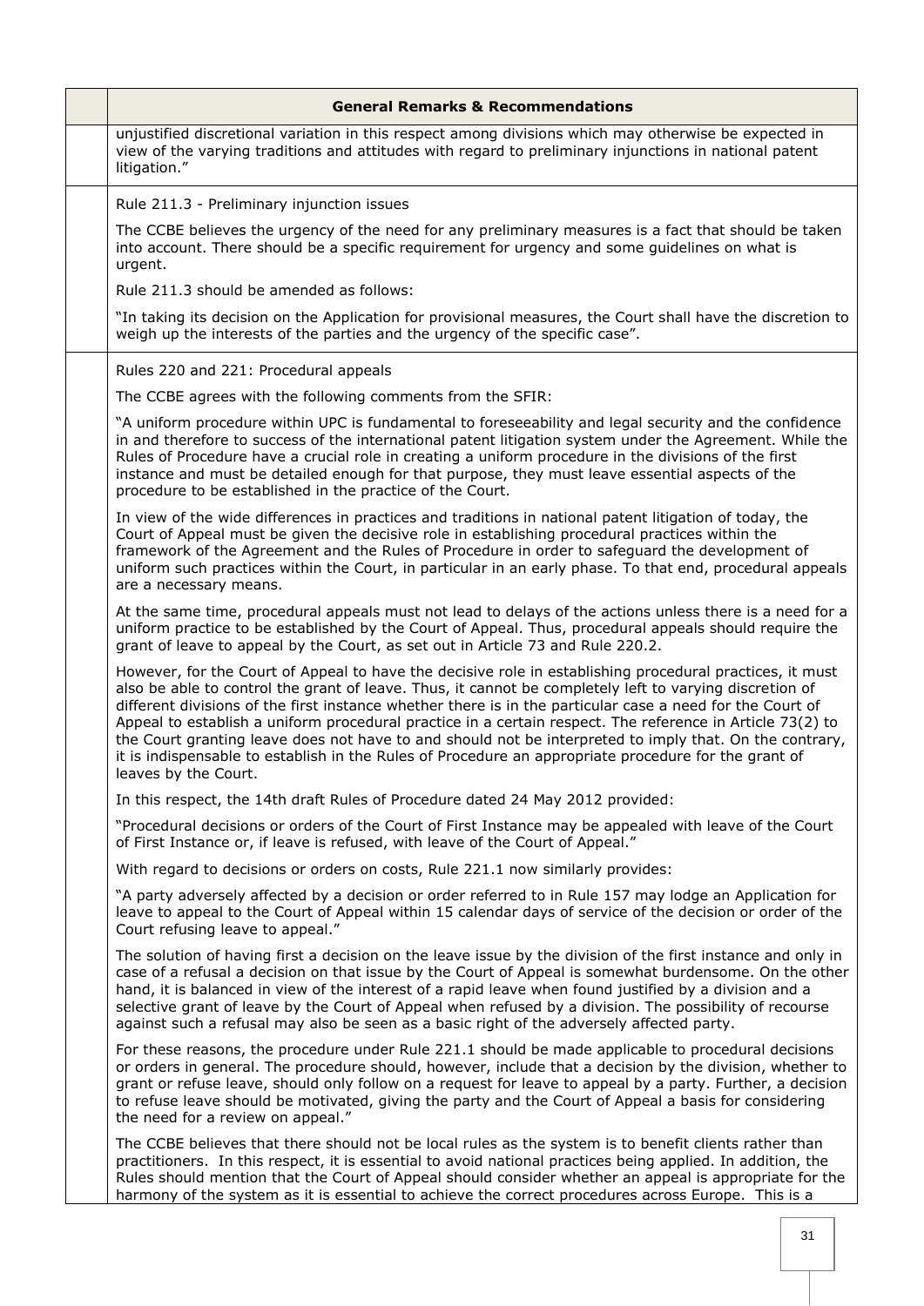| | General Remarks & Recommendations |
|---|---|
| | unjustified discretional variation in this respect among divisions which may otherwise be expected in view of the varying traditions and attitudes with regard to preliminary injunctions in national patent litigation." |
| | Rule 211.3 - Preliminary injunction issues<br><br>The CCBE believes the urgency of the need for any preliminary measures is a fact that should be taken into account. There should be a specific requirement for urgency and some guidelines on what is urgent.<br><br>Rule 211.3 should be amended as follows:<br><br>"In taking its decision on the Application for provisional measures, the Court shall have the discretion to weigh up the interests of the parties and the urgency of the specific case". |
| | Rules 220 and 221: Procedural appeals<br><br>The CCBE agrees with the following comments from the SFIR:<br><br>"A uniform procedure within UPC is fundamental to foreseeability and legal security and the confidence in and therefore to success of the international patent litigation system under the Agreement. While the Rules of Procedure have a crucial role in creating a uniform procedure in the divisions of the first instance and must be detailed enough for that purpose, they must leave essential aspects of the procedure to be established in the practice of the Court.<br><br>In view of the wide differences in practices and traditions in national patent litigation of today, the Court of Appeal must be given the decisive role in establishing procedural practices within the framework of the Agreement and the Rules of Procedure in order to safeguard the development of uniform such practices within the Court, in particular in an early phase. To that end, procedural appeals are a necessary means.<br><br>At the same time, procedural appeals must not lead to delays of the actions unless there is a need for a uniform practice to be established by the Court of Appeal. Thus, procedural appeals should require the grant of leave to appeal by the Court, as set out in Article 73 and Rule 220.2.<br><br>However, for the Court of Appeal to have the decisive role in establishing procedural practices, it must also be able to control the grant of leave. Thus, it cannot be completely left to varying discretion of different divisions of the first instance whether there is in the particular case a need for the Court of Appeal to establish a uniform procedural practice in a certain respect. The reference in Article 73(2) to the Court granting leave does not have to and should not be interpreted to imply that. On the contrary, it is indispensable to establish in the Rules of Procedure an appropriate procedure for the grant of leaves by the Court.<br><br>In this respect, the 14th draft Rules of Procedure dated 24 May 2012 provided:<br><br>"Procedural decisions or orders of the Court of First Instance may be appealed with leave of the Court of First Instance or, if leave is refused, with leave of the Court of Appeal."<br><br>With regard to decisions or orders on costs, Rule 221.1 now similarly provides:<br><br>"A party adversely affected by a decision or order referred to in Rule 157 may lodge an Application for leave to appeal to the Court of Appeal within 15 calendar days of service of the decision or order of the Court refusing leave to appeal."<br><br>The solution of having first a decision on the leave issue by the division of the first instance and only in case of a refusal a decision on that issue by the Court of Appeal is somewhat burdensome. On the other hand, it is balanced in view of the interest of a rapid leave when found justified by a division and a selective grant of leave by the Court of Appeal when refused by a division. The possibility of recourse against such a refusal may also be seen as a basic right of the adversely affected party.<br><br>For these reasons, the procedure under Rule 221.1 should be made applicable to procedural decisions or orders in general. The procedure should, however, include that a decision by the division, whether to grant or refuse leave, should only follow on a request for leave to appeal by a party. Further, a decision to refuse leave should be motivated, giving the party and the Court of Appeal a basis for considering the need for a review on appeal."<br><br>The CCBE believes that there should not be local rules as the system is to benefit clients rather than practitioners. In this respect, it is essential to avoid national practices being applied. In addition, the Rules should mention that the Court of Appeal should consider whether an appeal is appropriate for the harmony of the system as it is essential to achieve the correct procedures across Europe. This is a |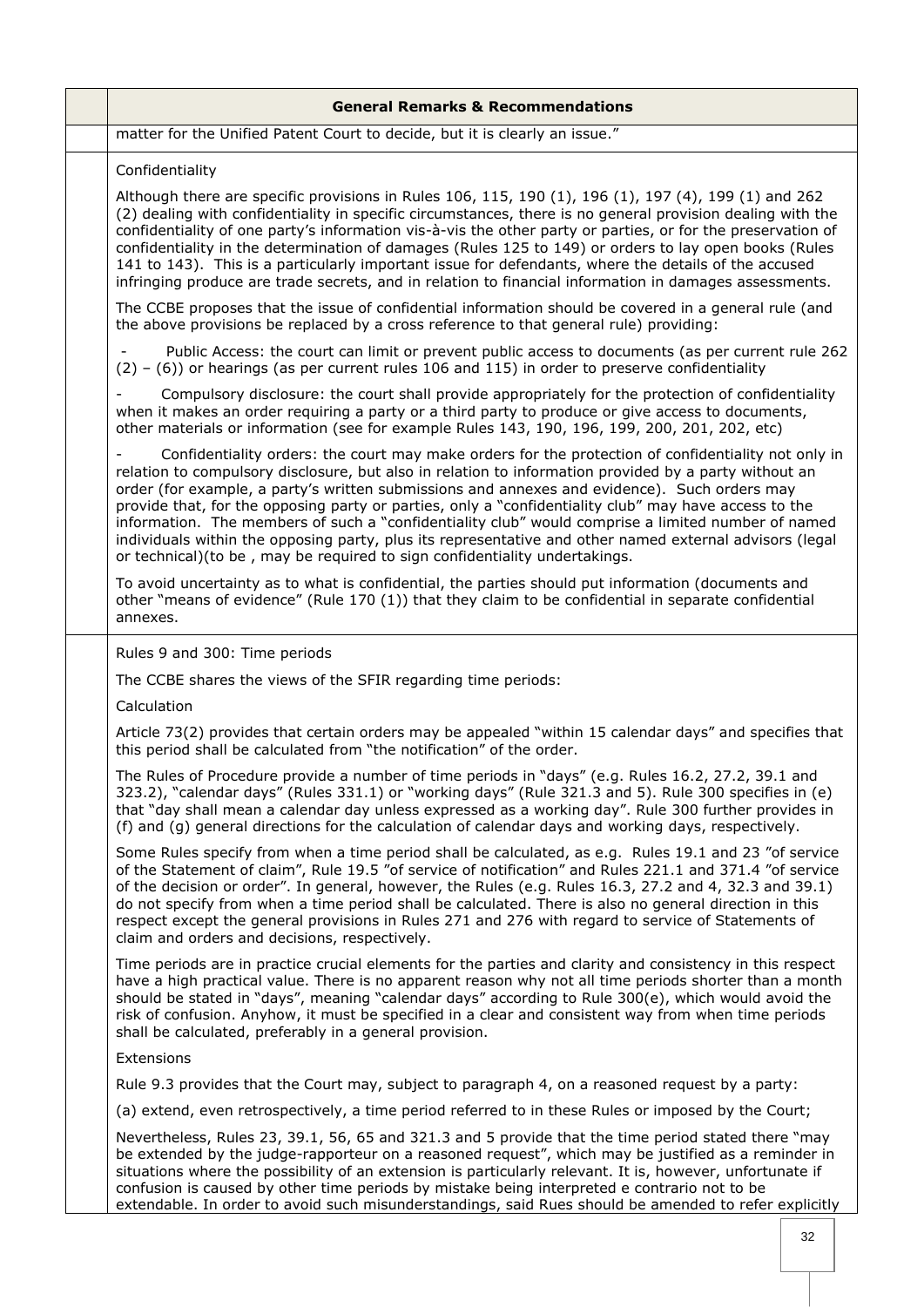| | General Remarks & Recommendations |
|---|---|
| | matter for the Unified Patent Court to decide, but it is clearly an issue." |
| | Confidentiality<br><br>Although there are specific provisions in Rules 106, 115, 190 (1), 196 (1), 197 (4), 199 (1) and 262 (2) dealing with confidentiality in specific circumstances, there is no general provision dealing with the confidentiality of one party's information vis-à-vis the other party or parties, or for the preservation of confidentiality in the determination of damages (Rules 125 to 149) or orders to lay open books (Rules 141 to 143). This is a particularly important issue for defendants, where the details of the accused infringing produce are trade secrets, and in relation to financial information in damages assessments.<br><br>The CCBE proposes that the issue of confidential information should be covered in a general rule (and the above provisions be replaced by a cross reference to that general rule) providing:<br><br>- Public Access: the court can limit or prevent public access to documents (as per current rule 262 (2) – (6)) or hearings (as per current rules 106 and 115) in order to preserve confidentiality<br><br>- Compulsory disclosure: the court shall provide appropriately for the protection of confidentiality when it makes an order requiring a party or a third party to produce or give access to documents, other materials or information (see for example Rules 143, 190, 196, 199, 200, 201, 202, etc)<br><br>- Confidentiality orders: the court may make orders for the protection of confidentiality not only in relation to compulsory disclosure, but also in relation to information provided by a party without an order (for example, a party's written submissions and annexes and evidence). Such orders may provide that, for the opposing party or parties, only a "confidentiality club" may have access to the information. The members of such a "confidentiality club" would comprise a limited number of named individuals within the opposing party, plus its representative and other named external advisors (legal or technical)(to be , may be required to sign confidentiality undertakings.<br><br>To avoid uncertainty as to what is confidential, the parties should put information (documents and other "means of evidence" (Rule 170 (1)) that they claim to be confidential in separate confidential annexes. |
| | Rules 9 and 300: Time periods<br><br>The CCBE shares the views of the SFIR regarding time periods:<br><br>Calculation<br><br>Article 73(2) provides that certain orders may be appealed "within 15 calendar days" and specifies that this period shall be calculated from "the notification" of the order.<br><br>The Rules of Procedure provide a number of time periods in "days" (e.g. Rules 16.2, 27.2, 39.1 and 323.2), "calendar days" (Rules 331.1) or "working days" (Rule 321.3 and 5). Rule 300 specifies in (e) that "day shall mean a calendar day unless expressed as a working day". Rule 300 further provides in (f) and (g) general directions for the calculation of calendar days and working days, respectively.<br><br>Some Rules specify from when a time period shall be calculated, as e.g. Rules 19.1 and 23 "of service of the Statement of claim", Rule 19.5 "of service of notification" and Rules 221.1 and 371.4 "of service of the decision or order". In general, however, the Rules (e.g. Rules 16.3, 27.2 and 4, 32.3 and 39.1) do not specify from when a time period shall be calculated. There is also no general direction in this respect except the general provisions in Rules 271 and 276 with regard to service of Statements of claim and orders and decisions, respectively.<br><br>Time periods are in practice crucial elements for the parties and clarity and consistency in this respect have a high practical value. There is no apparent reason why not all time periods shorter than a month should be stated in "days", meaning "calendar days" according to Rule 300(e), which would avoid the risk of confusion. Anyhow, it must be specified in a clear and consistent way from when time periods shall be calculated, preferably in a general provision.<br><br>Extensions<br><br>Rule 9.3 provides that the Court may, subject to paragraph 4, on a reasoned request by a party:<br><br>(a) extend, even retrospectively, a time period referred to in these Rules or imposed by the Court;<br><br>Nevertheless, Rules 23, 39.1, 56, 65 and 321.3 and 5 provide that the time period stated there "may be extended by the judge-rapporteur on a reasoned request", which may be justified as a reminder in situations where the possibility of an extension is particularly relevant. It is, however, unfortunate if confusion is caused by other time periods by mistake being interpreted e contrario not to be extendable. In order to avoid such misunderstandings, said Rues should be amended to refer explicitly |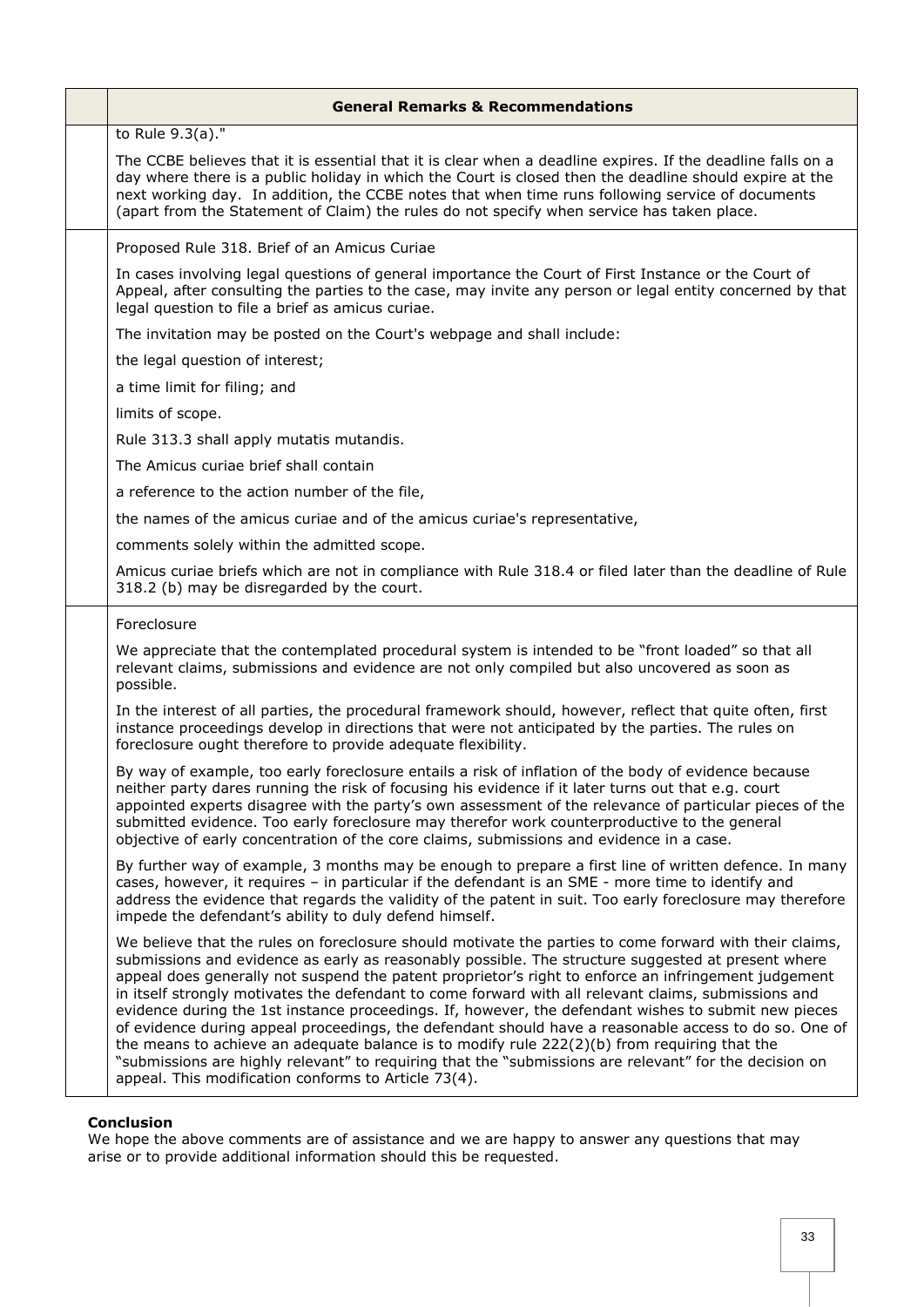| | General Remarks & Recommendations |
|---|---|
| | to Rule 9.3(a)."<br><br>The CCBE believes that it is essential that it is clear when a deadline expires. If the deadline falls on a day where there is a public holiday in which the Court is closed then the deadline should expire at the next working day. In addition, the CCBE notes that when time runs following service of documents (apart from the Statement of Claim) the rules do not specify when service has taken place. |
| | Proposed Rule 318. Brief of an Amicus Curiae<br><br>In cases involving legal questions of general importance the Court of First Instance or the Court of Appeal, after consulting the parties to the case, may invite any person or legal entity concerned by that legal question to file a brief as amicus curiae.<br><br>The invitation may be posted on the Court's webpage and shall include:<br><br>the legal question of interest;<br><br>a time limit for filing; and<br><br>limits of scope.<br><br>Rule 313.3 shall apply mutatis mutandis.<br><br>The Amicus curiae brief shall contain<br><br>a reference to the action number of the file,<br><br>the names of the amicus curiae and of the amicus curiae's representative,<br><br>comments solely within the admitted scope.<br><br>Amicus curiae briefs which are not in compliance with Rule 318.4 or filed later than the deadline of Rule 318.2 (b) may be disregarded by the court. |
| | Foreclosure<br><br>We appreciate that the contemplated procedural system is intended to be "front loaded" so that all relevant claims, submissions and evidence are not only compiled but also uncovered as soon as possible.<br><br>In the interest of all parties, the procedural framework should, however, reflect that quite often, first instance proceedings develop in directions that were not anticipated by the parties. The rules on foreclosure ought therefore to provide adequate flexibility.<br><br>By way of example, too early foreclosure entails a risk of inflation of the body of evidence because neither party dares running the risk of focusing his evidence if it later turns out that e.g. court appointed experts disagree with the party's own assessment of the relevance of particular pieces of the submitted evidence. Too early foreclosure may therefor work counterproductive to the general objective of early concentration of the core claims, submissions and evidence in a case.<br><br>By further way of example, 3 months may be enough to prepare a first line of written defence. In many cases, however, it requires – in particular if the defendant is an SME - more time to identify and address the evidence that regards the validity of the patent in suit. Too early foreclosure may therefore impede the defendant's ability to duly defend himself.<br><br>We believe that the rules on foreclosure should motivate the parties to come forward with their claims, submissions and evidence as early as reasonably possible. The structure suggested at present where appeal does generally not suspend the patent proprietor's right to enforce an infringement judgement in itself strongly motivates the defendant to come forward with all relevant claims, submissions and evidence during the 1st instance proceedings. If, however, the defendant wishes to submit new pieces of evidence during appeal proceedings, the defendant should have a reasonable access to do so. One of the means to achieve an adequate balance is to modify rule 222(2)(b) from requiring that the "submissions are highly relevant" to requiring that the "submissions are relevant" for the decision on appeal. This modification conforms to Article 73(4). |

**Conclusion**

We hope the above comments are of assistance and we are happy to answer any questions that may arise or to provide additional information should this be requested.